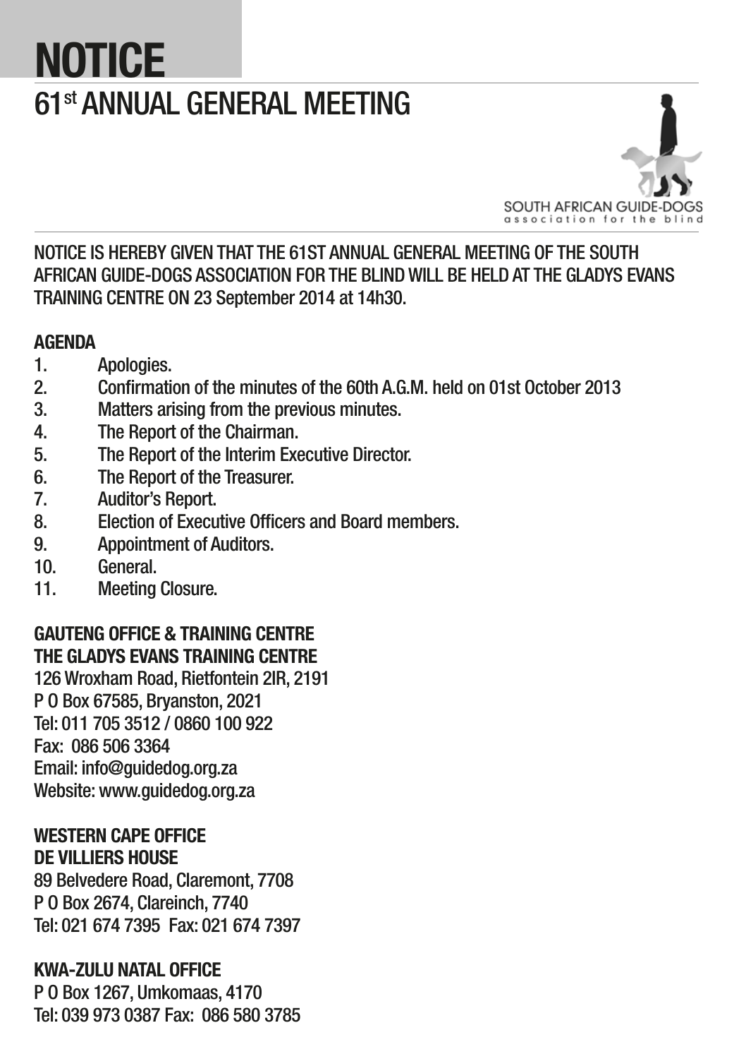# NOTICE

## 61st ANNUAL GENERAL MEETING

SOUTH AFRICAN GUIDE-DOGS association for the blind

NOTICE IS HEREBY GIVEN THAT THE 61ST ANNUAL GENERAL MEETING OF THE SOUTH AFRICAN GUIDE-DOGS ASSOCIATION FOR THE BLIND WILL BE HELD AT THE GLADYS EVANS TRAINING CENTRE ON 23 September 2014 at 14h30.

**AGENDA**

1. Apologies.
2. Confirmation of the minutes of the 60th A.G.M. held on 01st October 2013
3. Matters arising from the previous minutes.
4. The Report of the Chairman.
5. The Report of the Interim Executive Director.
6. The Report of the Treasurer.
7. Auditor's Report.
8. Election of Executive Officers and Board members.
9. Appointment of Auditors.
10. General.
11. Meeting Closure.

**GAUTENG OFFICE & TRAINING CENTRE**
**THE GLADYS EVANS TRAINING CENTRE**
126 Wroxham Road, Rietfontein 2IR, 2191
P O Box 67585, Bryanston, 2021
Tel: 011 705 3512 / 0860 100 922
Fax: 086 506 3364
Email: info@guidedog.org.za
Website: www.guidedog.org.za

**WESTERN CAPE OFFICE**
**DE VILLIERS HOUSE**
89 Belvedere Road, Claremont, 7708
P O Box 2674, Clareinch, 7740
Tel: 021 674 7395 Fax: 021 674 7397

**KWA-ZULU NATAL OFFICE**
P O Box 1267, Umkomaas, 4170
Tel: 039 973 0387 Fax: 086 580 3785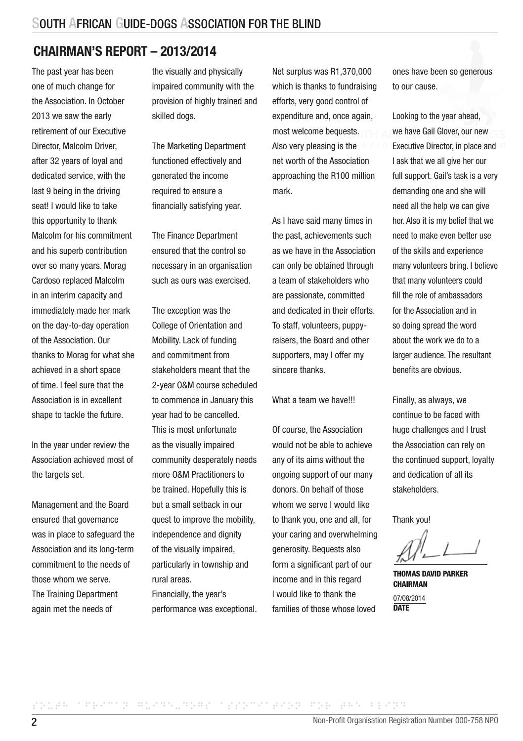## CHAIRMAN'S REPORT – 2013/2014

The past year has been one of much change for the Association. In October 2013 we saw the early retirement of our Executive Director, Malcolm Driver, after 32 years of loyal and dedicated service, with the last 9 being in the driving seat! I would like to take this opportunity to thank Malcolm for his commitment and his superb contribution over so many years. Morag Cardoso replaced Malcolm in an interim capacity and immediately made her mark on the day-to-day operation of the Association. Our thanks to Morag for what she achieved in a short space of time. I feel sure that the Association is in excellent shape to tackle the future.

In the year under review the Association achieved most of the targets set.

Management and the Board ensured that governance was in place to safeguard the Association and its long-term commitment to the needs of those whom we serve. The Training Department again met the needs of the visually and physically impaired community with the provision of highly trained and skilled dogs.

The Marketing Department functioned effectively and generated the income required to ensure a financially satisfying year.

The Finance Department ensured that the control so necessary in an organisation such as ours was exercised.

The exception was the College of Orientation and Mobility. Lack of funding and commitment from stakeholders meant that the 2-year O&M course scheduled to commence in January this year had to be cancelled. This is most unfortunate as the visually impaired community desperately needs more O&M Practitioners to be trained. Hopefully this is but a small setback in our quest to improve the mobility, independence and dignity of the visually impaired, particularly in township and rural areas.

Financially, the year's performance was exceptional. Net surplus was R1,370,000 which is thanks to fundraising efforts, very good control of expenditure and, once again, most welcome bequests. Also very pleasing is the net worth of the Association approaching the R100 million mark.

As I have said many times in the past, achievements such as we have in the Association can only be obtained through a team of stakeholders who are passionate, committed and dedicated in their efforts. To staff, volunteers, puppy-raisers, the Board and other supporters, may I offer my sincere thanks.

What a team we have!!!

Of course, the Association would not be able to achieve any of its aims without the ongoing support of our many donors. On behalf of those whom we serve I would like to thank you, one and all, for your caring and overwhelming generosity. Bequests also form a significant part of our income and in this regard I would like to thank the families of those whose loved ones have been so generous to our cause.

Looking to the year ahead, we have Gail Glover, our new Executive Director, in place and I ask that we all give her our full support. Gail's task is a very demanding one and she will need all the help we can give her. Also it is my belief that we need to make even better use of the skills and experience many volunteers bring. I believe that many volunteers could fill the role of ambassadors for the Association and in so doing spread the word about the work we do to a larger audience. The resultant benefits are obvious.

Finally, as always, we continue to be faced with huge challenges and I trust the Association can rely on the continued support, loyalty and dedication of all its stakeholders.

Thank you!

**THOMAS DAVID PARKER**
**CHAIRMAN**

07/08/2014
**DATE**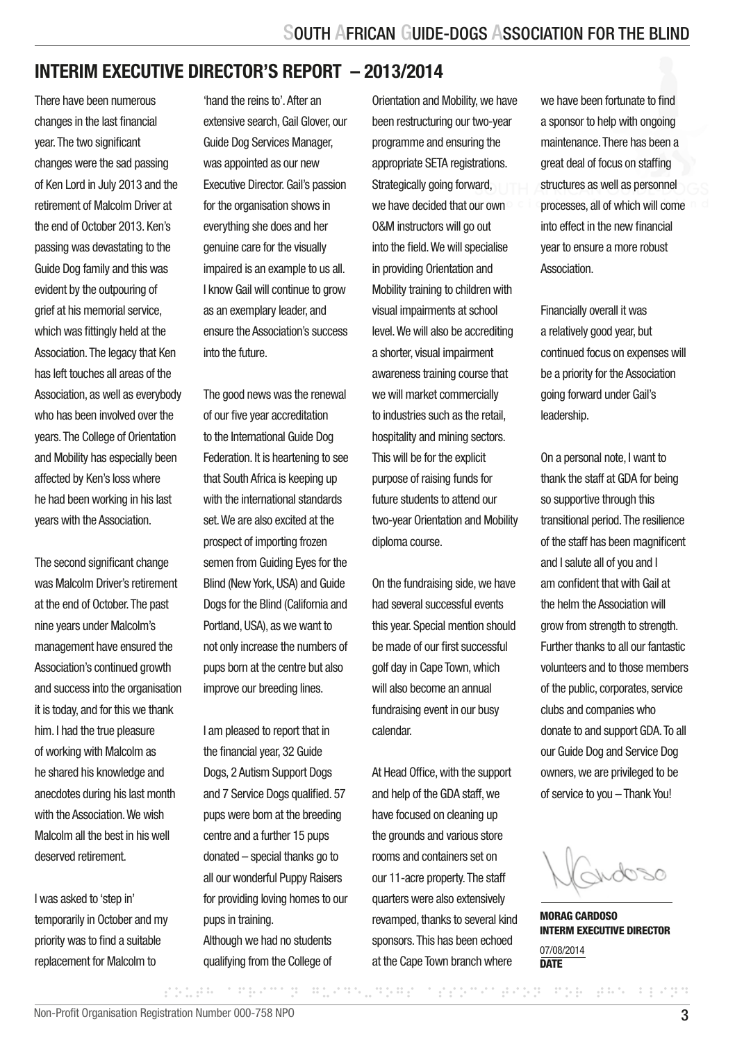## INTERIM EXECUTIVE DIRECTOR'S REPORT – 2013/2014

There have been numerous changes in the last financial year. The two significant changes were the sad passing of Ken Lord in July 2013 and the retirement of Malcolm Driver at the end of October 2013. Ken's passing was devastating to the Guide Dog family and this was evident by the outpouring of grief at his memorial service, which was fittingly held at the Association. The legacy that Ken has left touches all areas of the Association, as well as everybody who has been involved over the years. The College of Orientation and Mobility has especially been affected by Ken's loss where he had been working in his last years with the Association.

The second significant change was Malcolm Driver's retirement at the end of October. The past nine years under Malcolm's management have ensured the Association's continued growth and success into the organisation it is today, and for this we thank him. I had the true pleasure of working with Malcolm as he shared his knowledge and anecdotes during his last month with the Association. We wish Malcolm all the best in his well deserved retirement.

I was asked to 'step in' temporarily in October and my priority was to find a suitable replacement for Malcolm to 'hand the reins to'. After an extensive search, Gail Glover, our Guide Dog Services Manager, was appointed as our new Executive Director. Gail's passion for the organisation shows in everything she does and her genuine care for the visually impaired is an example to us all. I know Gail will continue to grow as an exemplary leader, and ensure the Association's success into the future.

The good news was the renewal of our five year accreditation to the International Guide Dog Federation. It is heartening to see that South Africa is keeping up with the international standards set. We are also excited at the prospect of importing frozen semen from Guiding Eyes for the Blind (New York, USA) and Guide Dogs for the Blind (California and Portland, USA), as we want to not only increase the numbers of pups born at the centre but also improve our breeding lines.

I am pleased to report that in the financial year, 32 Guide Dogs, 2 Autism Support Dogs and 7 Service Dogs qualified. 57 pups were born at the breeding centre and a further 15 pups donated – special thanks go to all our wonderful Puppy Raisers for providing loving homes to our pups in training.
Although we had no students qualifying from the College of Orientation and Mobility, we have been restructuring our two-year programme and ensuring the appropriate SETA registrations. Strategically going forward, we have decided that our own O&M instructors will go out into the field. We will specialise in providing Orientation and Mobility training to children with visual impairments at school level. We will also be accrediting a shorter, visual impairment awareness training course that we will market commercially to industries such as the retail, hospitality and mining sectors. This will be for the explicit purpose of raising funds for future students to attend our two-year Orientation and Mobility diploma course.

On the fundraising side, we have had several successful events this year. Special mention should be made of our first successful golf day in Cape Town, which will also become an annual fundraising event in our busy calendar.

At Head Office, with the support and help of the GDA staff, we have focused on cleaning up the grounds and various store rooms and containers set on our 11-acre property. The staff quarters were also extensively revamped, thanks to several kind sponsors. This has been echoed at the Cape Town branch where we have been fortunate to find a sponsor to help with ongoing maintenance. There has been a great deal of focus on staffing structures as well as personnel processes, all of which will come into effect in the new financial year to ensure a more robust Association.

Financially overall it was a relatively good year, but continued focus on expenses will be a priority for the Association going forward under Gail's leadership.

On a personal note, I want to thank the staff at GDA for being so supportive through this transitional period. The resilience of the staff has been magnificent and I salute all of you and I am confident that with Gail at the helm the Association will grow from strength to strength. Further thanks to all our fantastic volunteers and to those members of the public, corporates, service clubs and companies who donate to and support GDA. To all our Guide Dog and Service Dog owners, we are privileged to be of service to you – Thank You!

**MORAG CARDOSO**
**INTERM EXECUTIVE DIRECTOR**

07/08/2014
**DATE**

Non-Profit Organisation Registration Number 000-758 NPO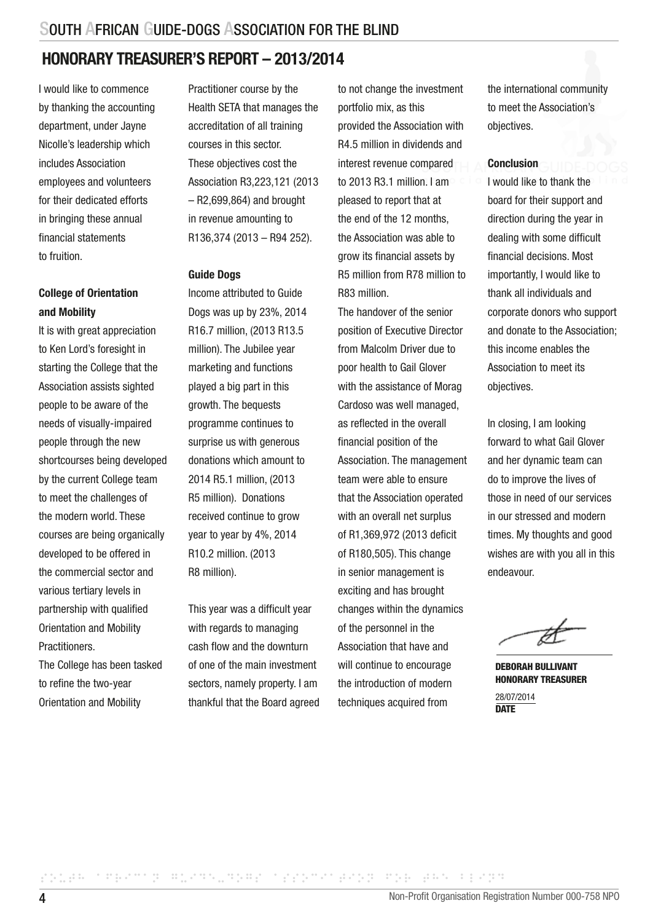## HONORARY TREASURER'S REPORT – 2013/2014

I would like to commence by thanking the accounting department, under Jayne Nicolle's leadership which includes Association employees and volunteers for their dedicated efforts in bringing these annual financial statements to fruition.

**College of Orientation and Mobility**

It is with great appreciation to Ken Lord's foresight in starting the College that the Association assists sighted people to be aware of the needs of visually-impaired people through the new shortcourses being developed by the current College team to meet the challenges of the modern world. These courses are being organically developed to be offered in the commercial sector and various tertiary levels in partnership with qualified Orientation and Mobility Practitioners.

The College has been tasked to refine the two-year Orientation and Mobility Practitioner course by the Health SETA that manages the accreditation of all training courses in this sector. These objectives cost the Association R3,223,121 (2013 – R2,699,864) and brought in revenue amounting to R136,374 (2013 – R94 252).

**Guide Dogs**

Income attributed to Guide Dogs was up by 23%, 2014 R16.7 million, (2013 R13.5 million). The Jubilee year marketing and functions played a big part in this growth. The bequests programme continues to surprise us with generous donations which amount to 2014 R5.1 million, (2013 R5 million). Donations received continue to grow year to year by 4%, 2014 R10.2 million. (2013 R8 million).

This year was a difficult year with regards to managing cash flow and the downturn of one of the main investment sectors, namely property. I am thankful that the Board agreed to not change the investment portfolio mix, as this provided the Association with R4.5 million in dividends and interest revenue compared to 2013 R3.1 million. I am pleased to report that at the end of the 12 months, the Association was able to grow its financial assets by R5 million from R78 million to R83 million.

The handover of the senior position of Executive Director from Malcolm Driver due to poor health to Gail Glover with the assistance of Morag Cardoso was well managed, as reflected in the overall financial position of the Association. The management team were able to ensure that the Association operated with an overall net surplus of R1,369,972 (2013 deficit of R180,505). This change in senior management is exciting and has brought changes within the dynamics of the personnel in the Association that have and will continue to encourage the introduction of modern techniques acquired from the international community to meet the Association's objectives.

**Conclusion**

I would like to thank the board for their support and direction during the year in dealing with some difficult financial decisions. Most importantly, I would like to thank all individuals and corporate donors who support and donate to the Association; this income enables the Association to meet its objectives.

In closing, I am looking forward to what Gail Glover and her dynamic team can do to improve the lives of those in need of our services in our stressed and modern times. My thoughts and good wishes are with you all in this endeavour.

**DEBORAH BULLIVANT**
**HONORARY TREASURER**

28/07/2014
**DATE**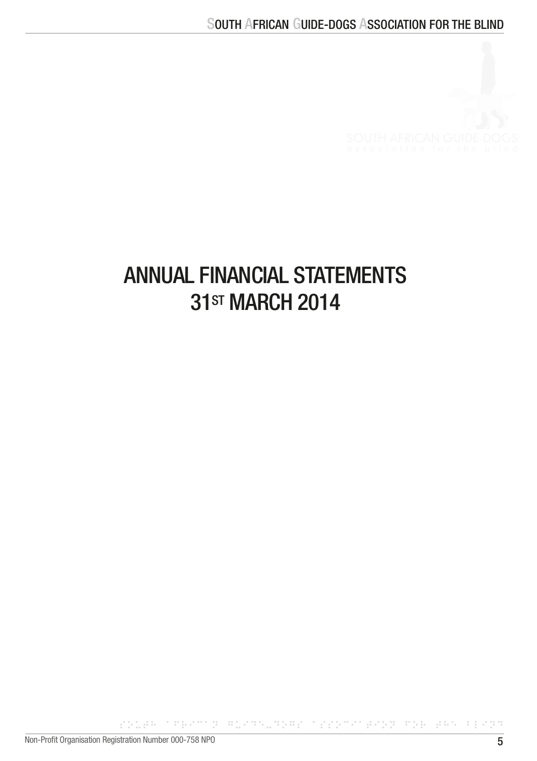# ANNUAL FINANCIAL STATEMENTS
# 31ST MARCH 2014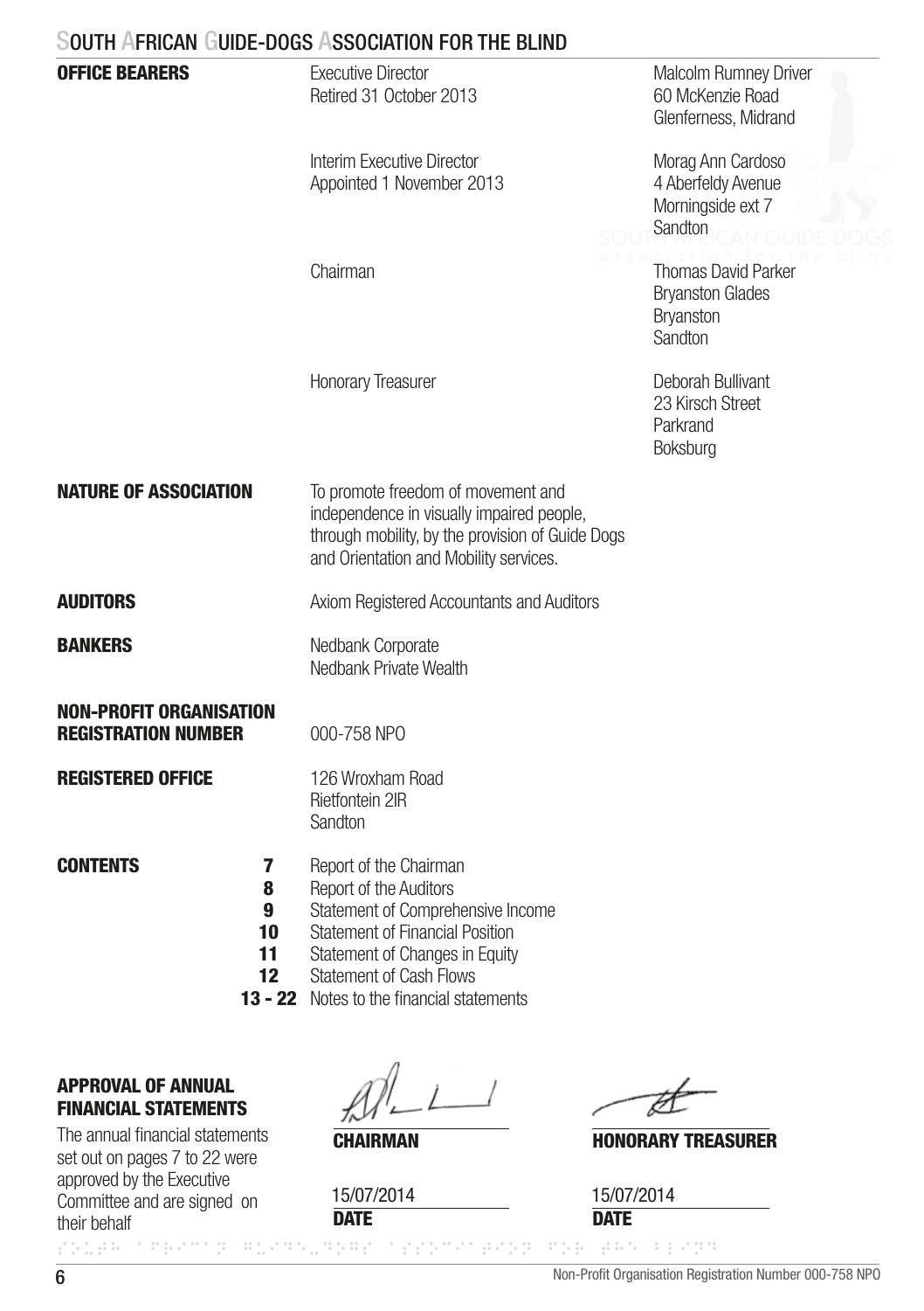# South African Guide-Dogs Association for the Blind

| | | |
|---|---|---|
| **OFFICE BEARERS** | Executive Director<br>Retired 31 October 2013 | Malcolm Rumney Driver<br>60 McKenzie Road<br>Glenferness, Midrand |
| | Interim Executive Director<br>Appointed 1 November 2013 | Morag Ann Cardoso<br>4 Aberfeldy Avenue<br>Morningside ext 7<br>Sandton |
| | Chairman | Thomas David Parker<br>Bryanston Glades<br>Bryanston<br>Sandton |
| | Honorary Treasurer | Deborah Bullivant<br>23 Kirsch Street<br>Parkrand<br>Boksburg |

**NATURE OF ASSOCIATION**

To promote freedom of movement and independence in visually impaired people, through mobility, by the provision of Guide Dogs and Orientation and Mobility services.

**AUDITORS**

Axiom Registered Accountants and Auditors

**BANKERS**

Nedbank Corporate
Nedbank Private Wealth

**NON-PROFIT ORGANISATION REGISTRATION NUMBER**

000-758 NPO

**REGISTERED OFFICE**

126 Wroxham Road
Rietfontein 2IR
Sandton

**CONTENTS**

| | |
|---|---|
| **7** | Report of the Chairman |
| **8** | Report of the Auditors |
| **9** | Statement of Comprehensive Income |
| **10** | Statement of Financial Position |
| **11** | Statement of Changes in Equity |
| **12** | Statement of Cash Flows |
| **13 - 22** | Notes to the financial statements |

**APPROVAL OF ANNUAL FINANCIAL STATEMENTS**

The annual financial statements set out on pages 7 to 22 were approved by the Executive Committee and are signed on their behalf

| | |
|---|---|
| **CHAIRMAN** | **HONORARY TREASURER** |
| 15/07/2014 | 15/07/2014 |
| **DATE** | **DATE** |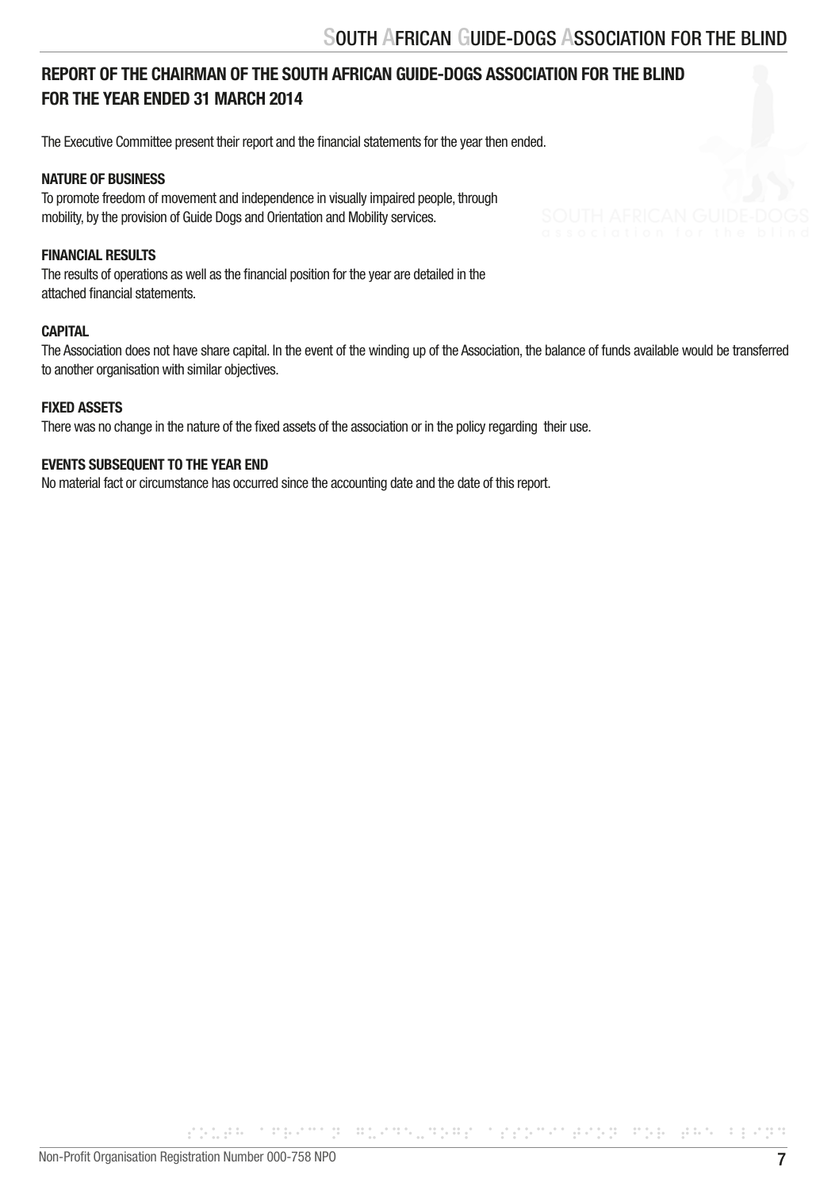## REPORT OF THE CHAIRMAN OF THE SOUTH AFRICAN GUIDE-DOGS ASSOCIATION FOR THE BLIND FOR THE YEAR ENDED 31 MARCH 2014

The Executive Committee present their report and the financial statements for the year then ended.

**NATURE OF BUSINESS**

To promote freedom of movement and independence in visually impaired people, through mobility, by the provision of Guide Dogs and Orientation and Mobility services.

**FINANCIAL RESULTS**

The results of operations as well as the financial position for the year are detailed in the attached financial statements.

**CAPITAL**

The Association does not have share capital. In the event of the winding up of the Association, the balance of funds available would be transferred to another organisation with similar objectives.

**FIXED ASSETS**

There was no change in the nature of the fixed assets of the association or in the policy regarding their use.

**EVENTS SUBSEQUENT TO THE YEAR END**

No material fact or circumstance has occurred since the accounting date and the date of this report.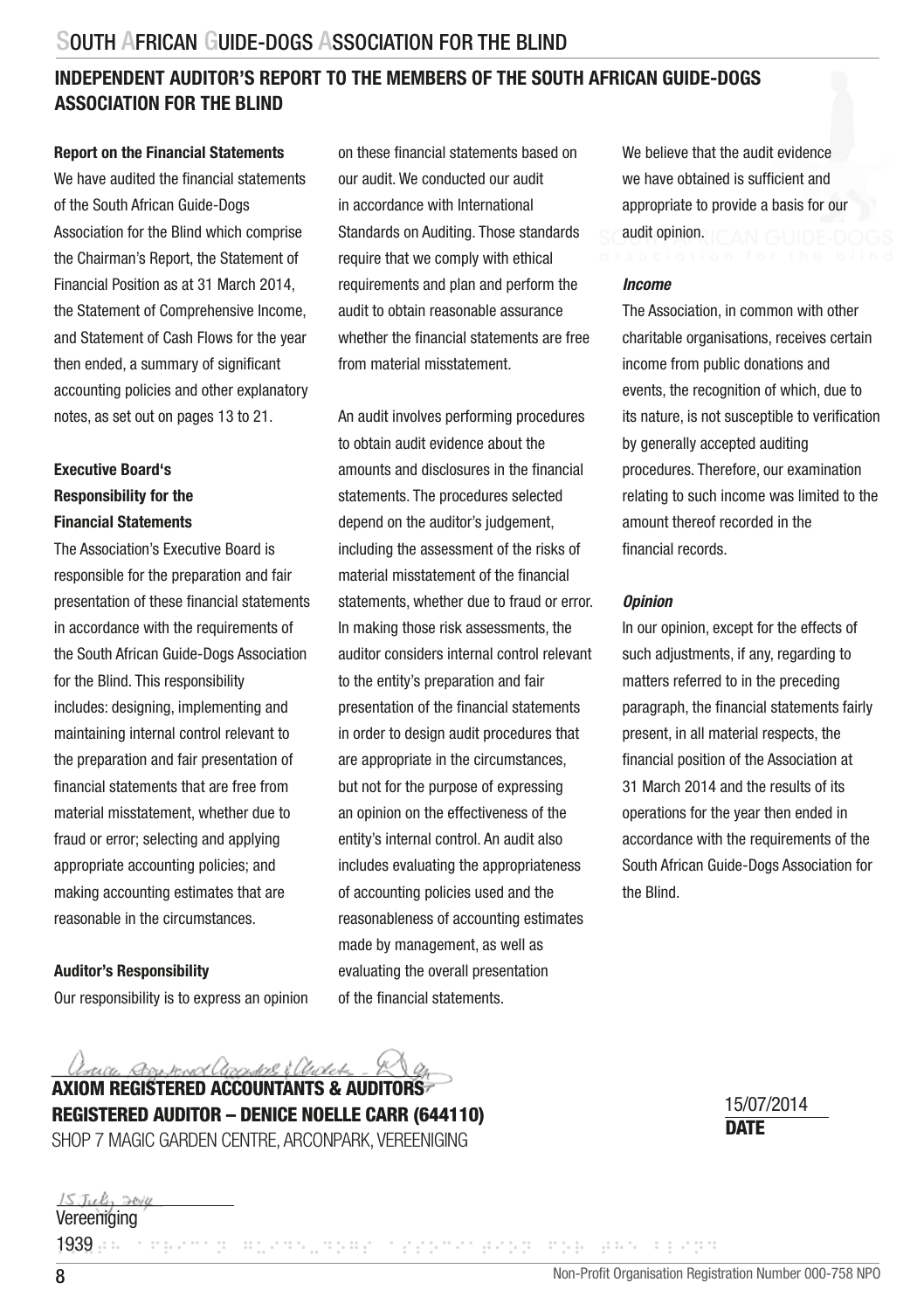## INDEPENDENT AUDITOR'S REPORT TO THE MEMBERS OF THE SOUTH AFRICAN GUIDE-DOGS ASSOCIATION FOR THE BLIND

**Report on the Financial Statements**

We have audited the financial statements of the South African Guide-Dogs Association for the Blind which comprise the Chairman's Report, the Statement of Financial Position as at 31 March 2014, the Statement of Comprehensive Income, and Statement of Cash Flows for the year then ended, a summary of significant accounting policies and other explanatory notes, as set out on pages 13 to 21.

**Executive Board's Responsibility for the Financial Statements**

The Association's Executive Board is responsible for the preparation and fair presentation of these financial statements in accordance with the requirements of the South African Guide-Dogs Association for the Blind. This responsibility includes: designing, implementing and maintaining internal control relevant to the preparation and fair presentation of financial statements that are free from material misstatement, whether due to fraud or error; selecting and applying appropriate accounting policies; and making accounting estimates that are reasonable in the circumstances.

**Auditor's Responsibility**

Our responsibility is to express an opinion on these financial statements based on our audit. We conducted our audit in accordance with International Standards on Auditing. Those standards require that we comply with ethical requirements and plan and perform the audit to obtain reasonable assurance whether the financial statements are free from material misstatement.

An audit involves performing procedures to obtain audit evidence about the amounts and disclosures in the financial statements. The procedures selected depend on the auditor's judgement, including the assessment of the risks of material misstatement of the financial statements, whether due to fraud or error. In making those risk assessments, the auditor considers internal control relevant to the entity's preparation and fair presentation of the financial statements in order to design audit procedures that are appropriate in the circumstances, but not for the purpose of expressing an opinion on the effectiveness of the entity's internal control. An audit also includes evaluating the appropriateness of accounting policies used and the reasonableness of accounting estimates made by management, as well as evaluating the overall presentation of the financial statements.

We believe that the audit evidence we have obtained is sufficient and appropriate to provide a basis for our audit opinion.

***Income***

The Association, in common with other charitable organisations, receives certain income from public donations and events, the recognition of which, due to its nature, is not susceptible to verification by generally accepted auditing procedures. Therefore, our examination relating to such income was limited to the amount thereof recorded in the financial records.

***Opinion***

In our opinion, except for the effects of such adjustments, if any, regarding to matters referred to in the preceding paragraph, the financial statements fairly present, in all material respects, the financial position of the Association at 31 March 2014 and the results of its operations for the year then ended in accordance with the requirements of the South African Guide-Dogs Association for the Blind.

**AXIOM REGISTERED ACCOUNTANTS & AUDITORS**
**REGISTERED AUDITOR – DENICE NOELLE CARR (644110)**
SHOP 7 MAGIC GARDEN CENTRE, ARCONPARK, VEREENIGING

15/07/2014
**DATE**

15 July 2014
Vereeniging

1939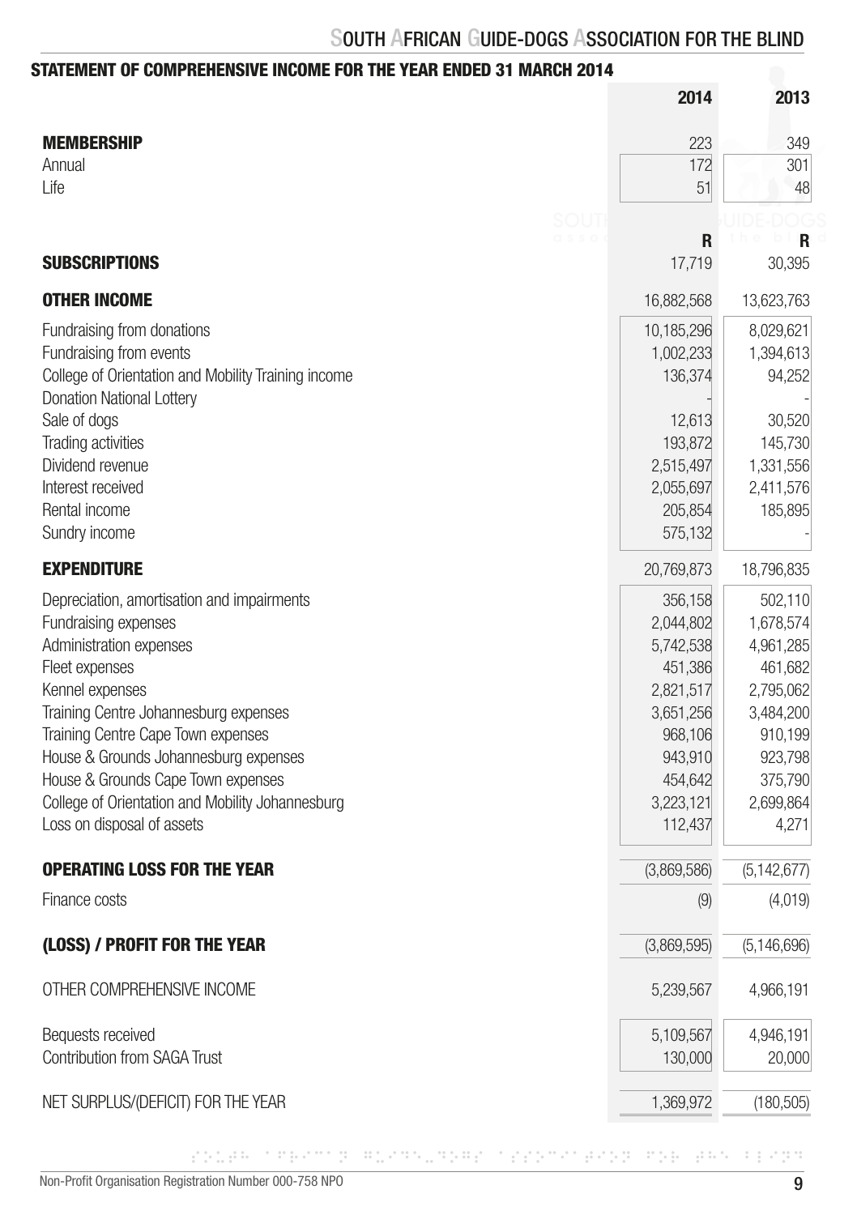## STATEMENT OF COMPREHENSIVE INCOME FOR THE YEAR ENDED 31 MARCH 2014

| | 2014 | 2013 |
|---|---|---|
| **MEMBERSHIP** | 223 | 349 |
| Annual | 172 | 301 |
| Life | 51 | 48 |
| | **R** | **R** |
| **SUBSCRIPTIONS** | 17,719 | 30,395 |
| **OTHER INCOME** | 16,882,568 | 13,623,763 |
| Fundraising from donations | 10,185,296 | 8,029,621 |
| Fundraising from events | 1,002,233 | 1,394,613 |
| College of Orientation and Mobility Training income | 136,374 | 94,252 |
| Donation National Lottery | - | - |
| Sale of dogs | 12,613 | 30,520 |
| Trading activities | 193,872 | 145,730 |
| Dividend revenue | 2,515,497 | 1,331,556 |
| Interest received | 2,055,697 | 2,411,576 |
| Rental income | 205,854 | 185,895 |
| Sundry income | 575,132 | - |
| **EXPENDITURE** | 20,769,873 | 18,796,835 |
| Depreciation, amortisation and impairments | 356,158 | 502,110 |
| Fundraising expenses | 2,044,802 | 1,678,574 |
| Administration expenses | 5,742,538 | 4,961,285 |
| Fleet expenses | 451,386 | 461,682 |
| Kennel expenses | 2,821,517 | 2,795,062 |
| Training Centre Johannesburg expenses | 3,651,256 | 3,484,200 |
| Training Centre Cape Town expenses | 968,106 | 910,199 |
| House & Grounds Johannesburg expenses | 943,910 | 923,798 |
| House & Grounds Cape Town expenses | 454,642 | 375,790 |
| College of Orientation and Mobility Johannesburg | 3,223,121 | 2,699,864 |
| Loss on disposal of assets | 112,437 | 4,271 |
| **OPERATING LOSS FOR THE YEAR** | (3,869,586) | (5,142,677) |
| Finance costs | (9) | (4,019) |
| **(LOSS) / PROFIT FOR THE YEAR** | (3,869,595) | (5,146,696) |
| OTHER COMPREHENSIVE INCOME | 5,239,567 | 4,966,191 |
| Bequests received | 5,109,567 | 4,946,191 |
| Contribution from SAGA Trust | 130,000 | 20,000 |
| NET SURPLUS/(DEFICIT) FOR THE YEAR | 1,369,972 | (180,505) |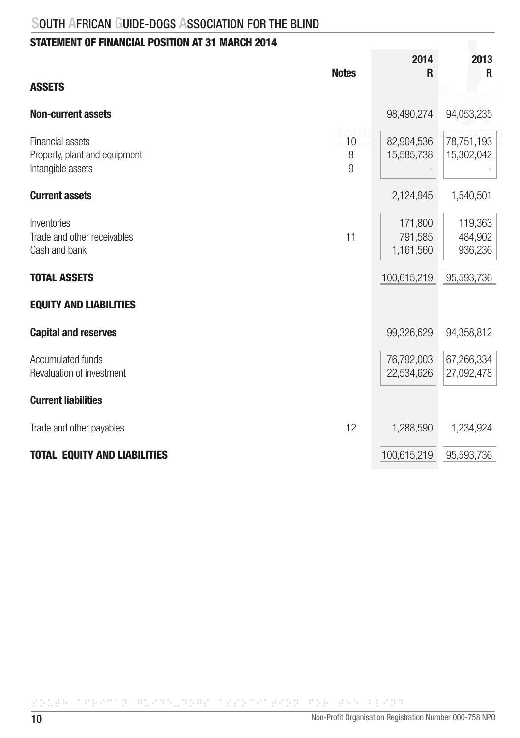## STATEMENT OF FINANCIAL POSITION AT 31 MARCH 2014

| | Notes | 2014 R | 2013 R |
|---|---|---|---|
| **ASSETS** | | | |
| **Non-current assets** | | 98,490,274 | 94,053,235 |
| Financial assets | 10 | 82,904,536 | 78,751,193 |
| Property, plant and equipment | 8 | 15,585,738 | 15,302,042 |
| Intangible assets | 9 | - | - |
| **Current assets** | | 2,124,945 | 1,540,501 |
| Inventories | | 171,800 | 119,363 |
| Trade and other receivables | 11 | 791,585 | 484,902 |
| Cash and bank | | 1,161,560 | 936,236 |
| **TOTAL ASSETS** | | 100,615,219 | 95,593,736 |
| **EQUITY AND LIABILITIES** | | | |
| **Capital and reserves** | | 99,326,629 | 94,358,812 |
| Accumulated funds | | 76,792,003 | 67,266,334 |
| Revaluation of investment | | 22,534,626 | 27,092,478 |
| **Current liabilities** | | | |
| Trade and other payables | 12 | 1,288,590 | 1,234,924 |
| **TOTAL EQUITY AND LIABILITIES** | | 100,615,219 | 95,593,736 |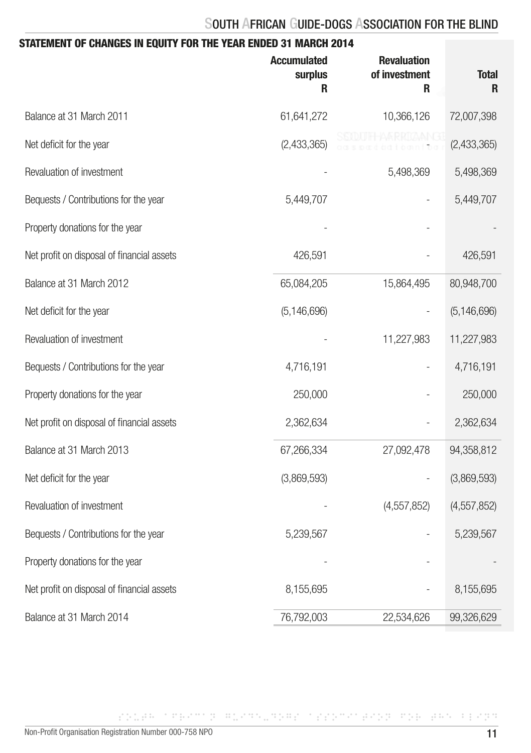## STATEMENT OF CHANGES IN EQUITY FOR THE YEAR ENDED 31 MARCH 2014

| | Accumulated surplus R | Revaluation of investment R | Total R |
|---|---|---|---|
| Balance at 31 March 2011 | 61,641,272 | 10,366,126 | 72,007,398 |
| Net deficit for the year | (2,433,365) | - | (2,433,365) |
| Revaluation of investment | - | 5,498,369 | 5,498,369 |
| Bequests / Contributions for the year | 5,449,707 | - | 5,449,707 |
| Property donations for the year | - | - | - |
| Net profit on disposal of financial assets | 426,591 | - | 426,591 |
| Balance at 31 March 2012 | 65,084,205 | 15,864,495 | 80,948,700 |
| Net deficit for the year | (5,146,696) | - | (5,146,696) |
| Revaluation of investment | - | 11,227,983 | 11,227,983 |
| Bequests / Contributions for the year | 4,716,191 | - | 4,716,191 |
| Property donations for the year | 250,000 | - | 250,000 |
| Net profit on disposal of financial assets | 2,362,634 | - | 2,362,634 |
| Balance at 31 March 2013 | 67,266,334 | 27,092,478 | 94,358,812 |
| Net deficit for the year | (3,869,593) | - | (3,869,593) |
| Revaluation of investment | - | (4,557,852) | (4,557,852) |
| Bequests / Contributions for the year | 5,239,567 | - | 5,239,567 |
| Property donations for the year | - | - | - |
| Net profit on disposal of financial assets | 8,155,695 | - | 8,155,695 |
| Balance at 31 March 2014 | 76,792,003 | 22,534,626 | 99,326,629 |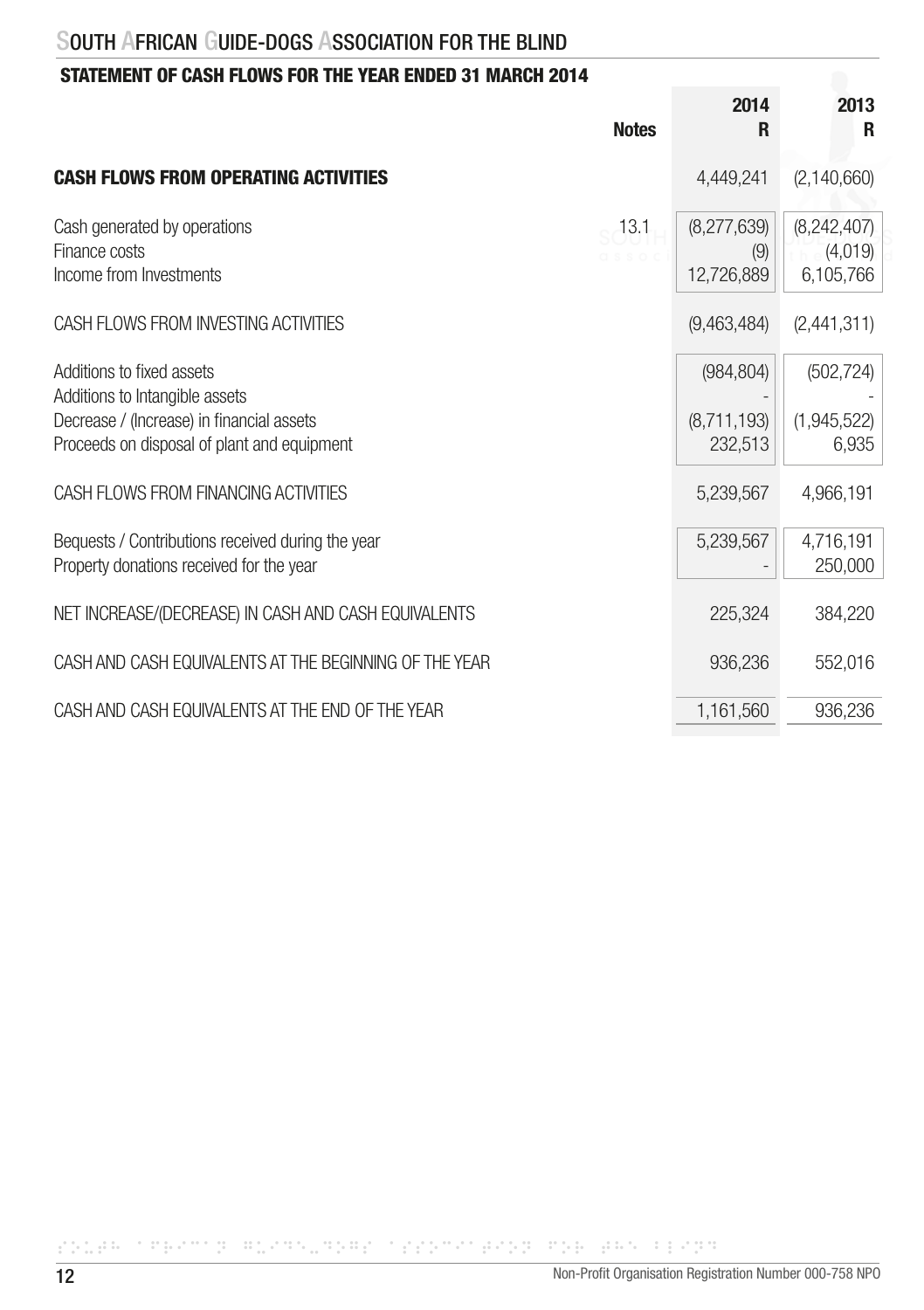## STATEMENT OF CASH FLOWS FOR THE YEAR ENDED 31 MARCH 2014

| | Notes | 2014 R | 2013 R |
|---|---|---|---|
| **CASH FLOWS FROM OPERATING ACTIVITIES** | | 4,449,241 | (2,140,660) |
| Cash generated by operations | 13.1 | (8,277,639) | (8,242,407) |
| Finance costs | | (9) | (4,019) |
| Income from Investments | | 12,726,889 | 6,105,766 |
| CASH FLOWS FROM INVESTING ACTIVITIES | | (9,463,484) | (2,441,311) |
| Additions to fixed assets | | (984,804) | (502,724) |
| Additions to Intangible assets | | - | - |
| Decrease / (Increase) in financial assets | | (8,711,193) | (1,945,522) |
| Proceeds on disposal of plant and equipment | | 232,513 | 6,935 |
| CASH FLOWS FROM FINANCING ACTIVITIES | | 5,239,567 | 4,966,191 |
| Bequests / Contributions received during the year | | 5,239,567 | 4,716,191 |
| Property donations received for the year | | - | 250,000 |
| NET INCREASE/(DECREASE) IN CASH AND CASH EQUIVALENTS | | 225,324 | 384,220 |
| CASH AND CASH EQUIVALENTS AT THE BEGINNING OF THE YEAR | | 936,236 | 552,016 |
| CASH AND CASH EQUIVALENTS AT THE END OF THE YEAR | | 1,161,560 | 936,236 |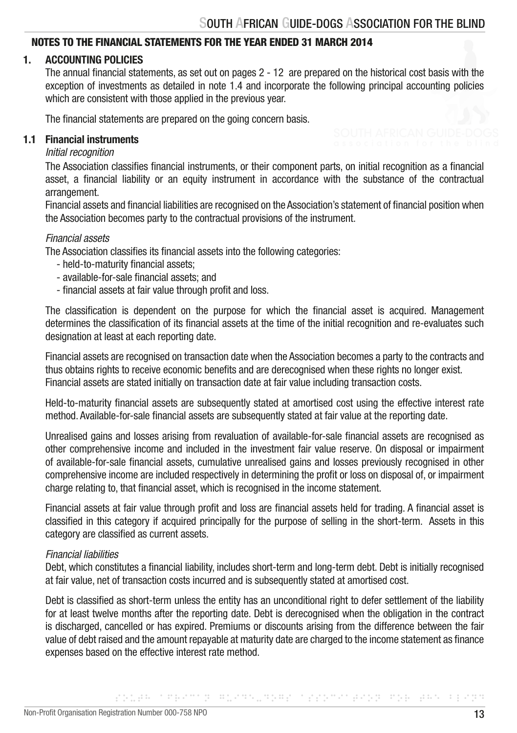## NOTES TO THE FINANCIAL STATEMENTS FOR THE YEAR ENDED 31 MARCH 2014

### 1. ACCOUNTING POLICIES

The annual financial statements, as set out on pages 2 - 12 are prepared on the historical cost basis with the exception of investments as detailed in note 1.4 and incorporate the following principal accounting policies which are consistent with those applied in the previous year.

The financial statements are prepared on the going concern basis.

### 1.1 Financial instruments

*Initial recognition*

The Association classifies financial instruments, or their component parts, on initial recognition as a financial asset, a financial liability or an equity instrument in accordance with the substance of the contractual arrangement.

Financial assets and financial liabilities are recognised on the Association's statement of financial position when the Association becomes party to the contractual provisions of the instrument.

*Financial assets*

The Association classifies its financial assets into the following categories:

- held-to-maturity financial assets;
- available-for-sale financial assets; and
- financial assets at fair value through profit and loss.

The classification is dependent on the purpose for which the financial asset is acquired. Management determines the classification of its financial assets at the time of the initial recognition and re-evaluates such designation at least at each reporting date.

Financial assets are recognised on transaction date when the Association becomes a party to the contracts and thus obtains rights to receive economic benefits and are derecognised when these rights no longer exist. Financial assets are stated initially on transaction date at fair value including transaction costs.

Held-to-maturity financial assets are subsequently stated at amortised cost using the effective interest rate method. Available-for-sale financial assets are subsequently stated at fair value at the reporting date.

Unrealised gains and losses arising from revaluation of available-for-sale financial assets are recognised as other comprehensive income and included in the investment fair value reserve. On disposal or impairment of available-for-sale financial assets, cumulative unrealised gains and losses previously recognised in other comprehensive income are included respectively in determining the profit or loss on disposal of, or impairment charge relating to, that financial asset, which is recognised in the income statement.

Financial assets at fair value through profit and loss are financial assets held for trading. A financial asset is classified in this category if acquired principally for the purpose of selling in the short-term. Assets in this category are classified as current assets.

*Financial liabilities*

Debt, which constitutes a financial liability, includes short-term and long-term debt. Debt is initially recognised at fair value, net of transaction costs incurred and is subsequently stated at amortised cost.

Debt is classified as short-term unless the entity has an unconditional right to defer settlement of the liability for at least twelve months after the reporting date. Debt is derecognised when the obligation in the contract is discharged, cancelled or has expired. Premiums or discounts arising from the difference between the fair value of debt raised and the amount repayable at maturity date are charged to the income statement as finance expenses based on the effective interest rate method.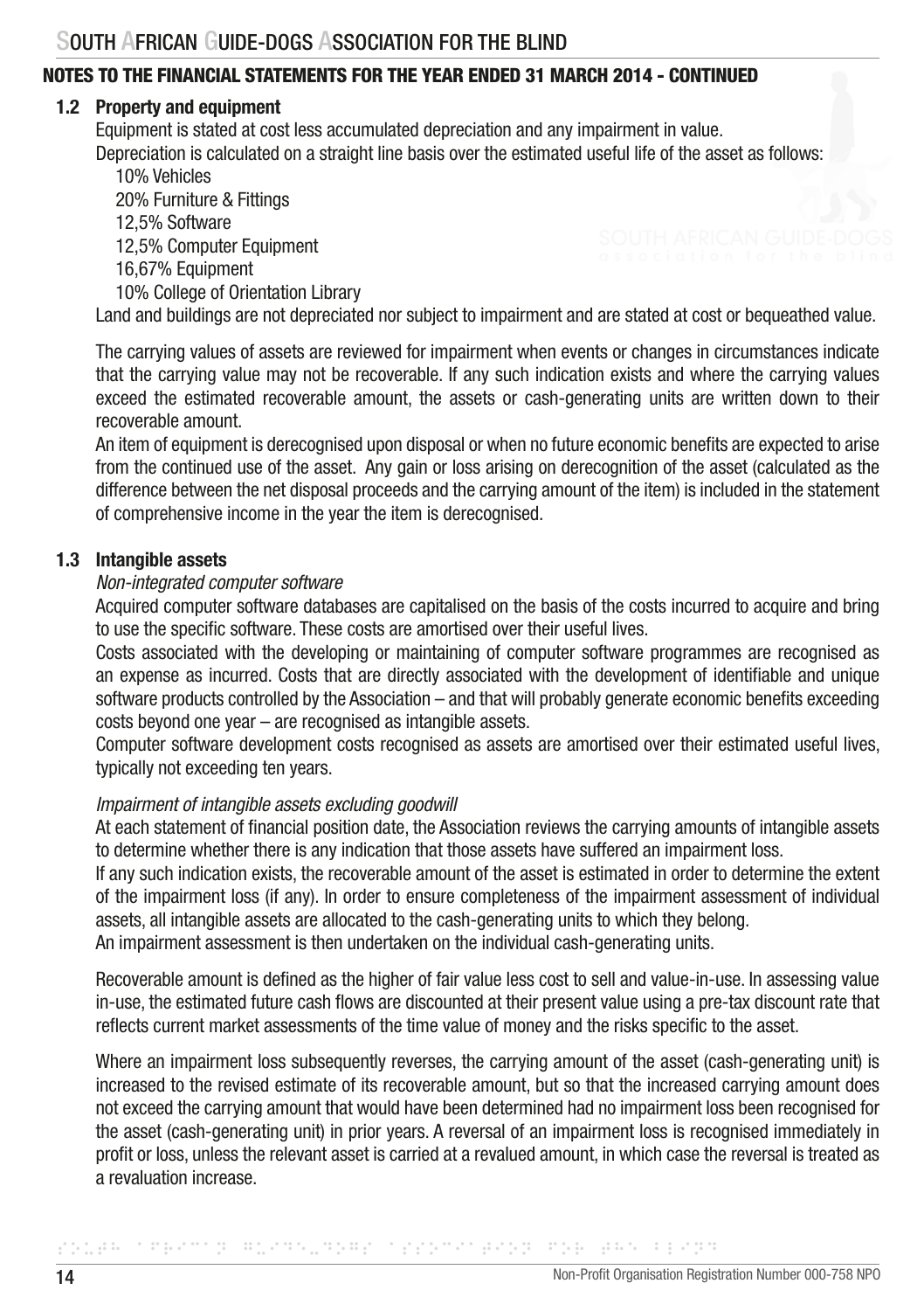## NOTES TO THE FINANCIAL STATEMENTS FOR THE YEAR ENDED 31 MARCH 2014 - CONTINUED

### 1.2 Property and equipment

Equipment is stated at cost less accumulated depreciation and any impairment in value.

Depreciation is calculated on a straight line basis over the estimated useful life of the asset as follows:

- 10% Vehicles
- 20% Furniture & Fittings
- 12,5% Software
- 12,5% Computer Equipment
- 16,67% Equipment
- 10% College of Orientation Library

Land and buildings are not depreciated nor subject to impairment and are stated at cost or bequeathed value.

The carrying values of assets are reviewed for impairment when events or changes in circumstances indicate that the carrying value may not be recoverable. If any such indication exists and where the carrying values exceed the estimated recoverable amount, the assets or cash-generating units are written down to their recoverable amount.

An item of equipment is derecognised upon disposal or when no future economic benefits are expected to arise from the continued use of the asset. Any gain or loss arising on derecognition of the asset (calculated as the difference between the net disposal proceeds and the carrying amount of the item) is included in the statement of comprehensive income in the year the item is derecognised.

### 1.3 Intangible assets

*Non-integrated computer software*

Acquired computer software databases are capitalised on the basis of the costs incurred to acquire and bring to use the specific software. These costs are amortised over their useful lives.

Costs associated with the developing or maintaining of computer software programmes are recognised as an expense as incurred. Costs that are directly associated with the development of identifiable and unique software products controlled by the Association – and that will probably generate economic benefits exceeding costs beyond one year – are recognised as intangible assets.

Computer software development costs recognised as assets are amortised over their estimated useful lives, typically not exceeding ten years.

*Impairment of intangible assets excluding goodwill*

At each statement of financial position date, the Association reviews the carrying amounts of intangible assets to determine whether there is any indication that those assets have suffered an impairment loss.

If any such indication exists, the recoverable amount of the asset is estimated in order to determine the extent of the impairment loss (if any). In order to ensure completeness of the impairment assessment of individual assets, all intangible assets are allocated to the cash-generating units to which they belong.

An impairment assessment is then undertaken on the individual cash-generating units.

Recoverable amount is defined as the higher of fair value less cost to sell and value-in-use. In assessing value in-use, the estimated future cash flows are discounted at their present value using a pre-tax discount rate that reflects current market assessments of the time value of money and the risks specific to the asset.

Where an impairment loss subsequently reverses, the carrying amount of the asset (cash-generating unit) is increased to the revised estimate of its recoverable amount, but so that the increased carrying amount does not exceed the carrying amount that would have been determined had no impairment loss been recognised for the asset (cash-generating unit) in prior years. A reversal of an impairment loss is recognised immediately in profit or loss, unless the relevant asset is carried at a revalued amount, in which case the reversal is treated as a revaluation increase.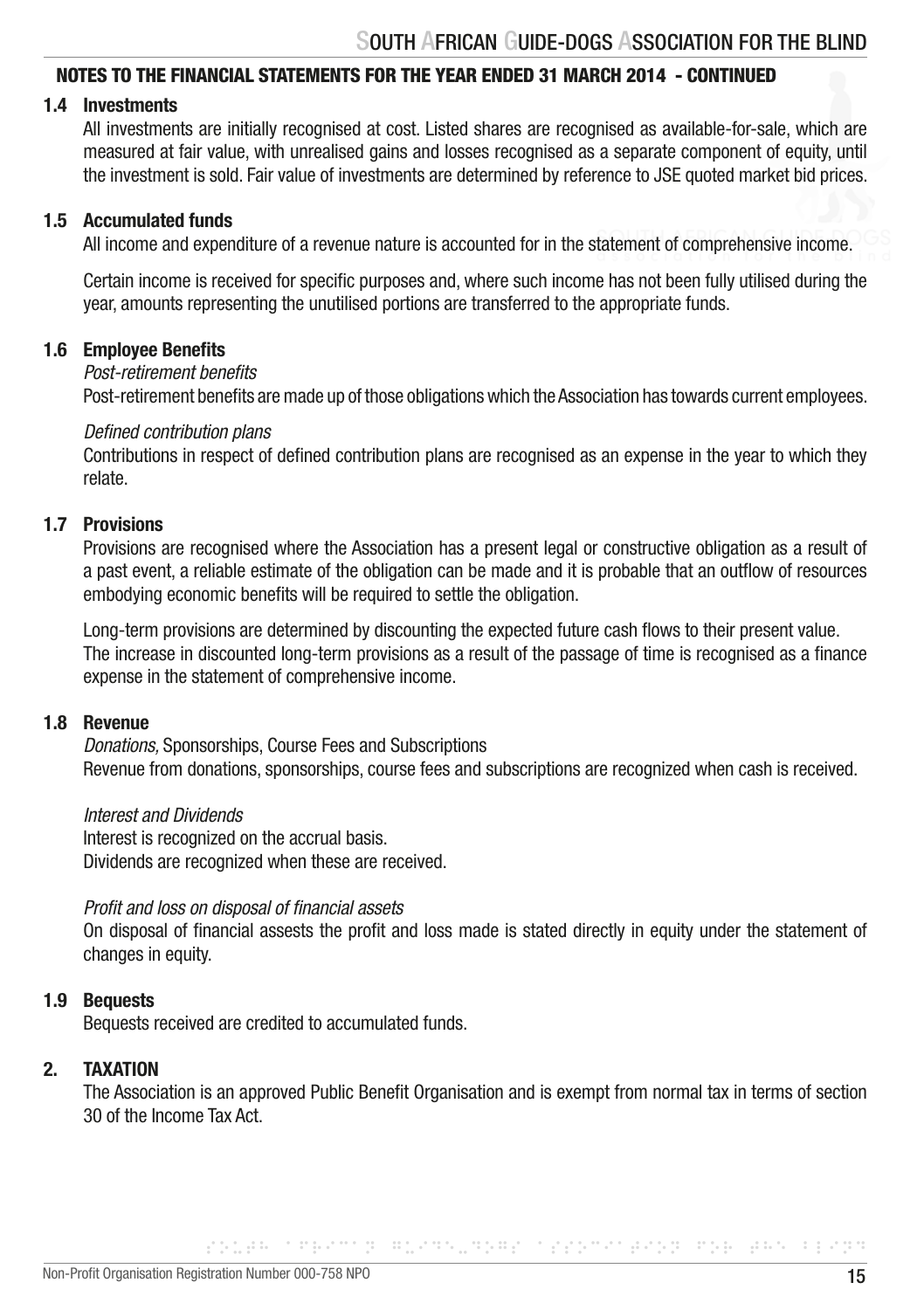## NOTES TO THE FINANCIAL STATEMENTS FOR THE YEAR ENDED 31 MARCH 2014 - CONTINUED

### 1.4 Investments

All investments are initially recognised at cost. Listed shares are recognised as available-for-sale, which are measured at fair value, with unrealised gains and losses recognised as a separate component of equity, until the investment is sold. Fair value of investments are determined by reference to JSE quoted market bid prices.

### 1.5 Accumulated funds

All income and expenditure of a revenue nature is accounted for in the statement of comprehensive income.

Certain income is received for specific purposes and, where such income has not been fully utilised during the year, amounts representing the unutilised portions are transferred to the appropriate funds.

### 1.6 Employee Benefits

*Post-retirement benefits*

Post-retirement benefits are made up of those obligations which the Association has towards current employees.

*Defined contribution plans*

Contributions in respect of defined contribution plans are recognised as an expense in the year to which they relate.

### 1.7 Provisions

Provisions are recognised where the Association has a present legal or constructive obligation as a result of a past event, a reliable estimate of the obligation can be made and it is probable that an outflow of resources embodying economic benefits will be required to settle the obligation.

Long-term provisions are determined by discounting the expected future cash flows to their present value. The increase in discounted long-term provisions as a result of the passage of time is recognised as a finance expense in the statement of comprehensive income.

### 1.8 Revenue

*Donations,* Sponsorships, Course Fees and Subscriptions

Revenue from donations, sponsorships, course fees and subscriptions are recognized when cash is received.

*Interest and Dividends*

Interest is recognized on the accrual basis.
Dividends are recognized when these are received.

*Profit and loss on disposal of financial assets*

On disposal of financial assests the profit and loss made is stated directly in equity under the statement of changes in equity.

### 1.9 Bequests

Bequests received are credited to accumulated funds.

## 2. TAXATION

The Association is an approved Public Benefit Organisation and is exempt from normal tax in terms of section 30 of the Income Tax Act.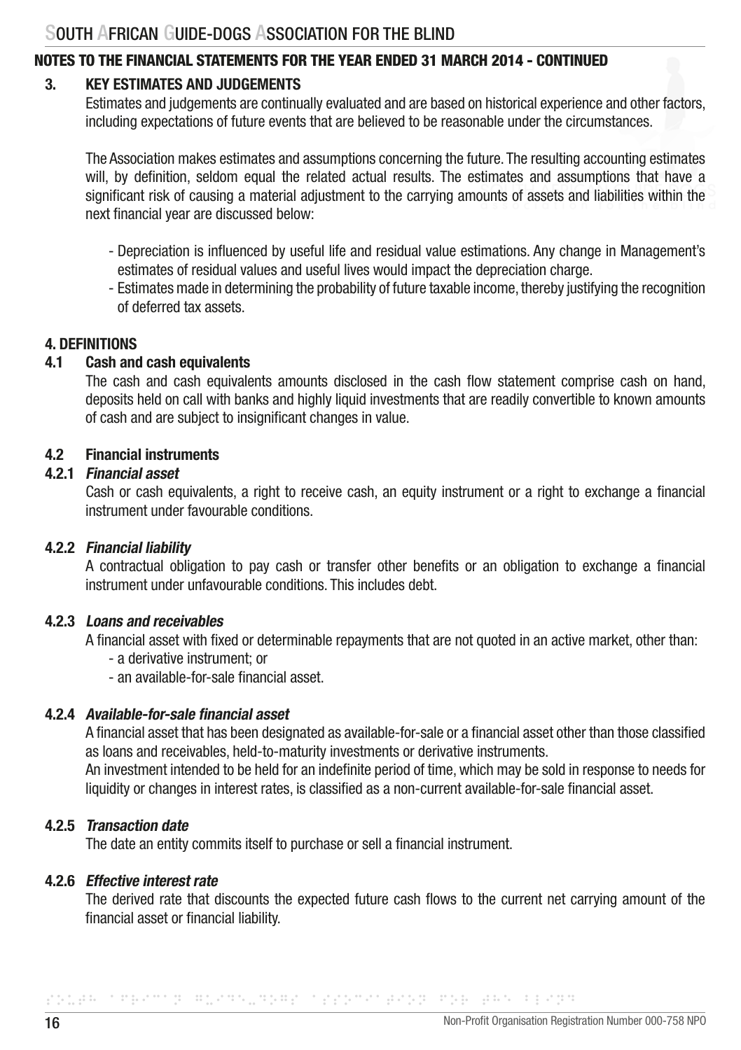## NOTES TO THE FINANCIAL STATEMENTS FOR THE YEAR ENDED 31 MARCH 2014 - CONTINUED

### 3. KEY ESTIMATES AND JUDGEMENTS

Estimates and judgements are continually evaluated and are based on historical experience and other factors, including expectations of future events that are believed to be reasonable under the circumstances.

The Association makes estimates and assumptions concerning the future. The resulting accounting estimates will, by definition, seldom equal the related actual results. The estimates and assumptions that have a significant risk of causing a material adjustment to the carrying amounts of assets and liabilities within the next financial year are discussed below:

- Depreciation is influenced by useful life and residual value estimations. Any change in Management's estimates of residual values and useful lives would impact the depreciation charge.
- Estimates made in determining the probability of future taxable income, thereby justifying the recognition of deferred tax assets.

### 4. DEFINITIONS

#### 4.1 Cash and cash equivalents

The cash and cash equivalents amounts disclosed in the cash flow statement comprise cash on hand, deposits held on call with banks and highly liquid investments that are readily convertible to known amounts of cash and are subject to insignificant changes in value.

#### 4.2 Financial instruments

##### 4.2.1 *Financial asset*

Cash or cash equivalents, a right to receive cash, an equity instrument or a right to exchange a financial instrument under favourable conditions.

##### 4.2.2 *Financial liability*

A contractual obligation to pay cash or transfer other benefits or an obligation to exchange a financial instrument under unfavourable conditions. This includes debt.

##### 4.2.3 *Loans and receivables*

A financial asset with fixed or determinable repayments that are not quoted in an active market, other than:

- a derivative instrument; or
- an available-for-sale financial asset.

##### 4.2.4 *Available-for-sale financial asset*

A financial asset that has been designated as available-for-sale or a financial asset other than those classified as loans and receivables, held-to-maturity investments or derivative instruments.

An investment intended to be held for an indefinite period of time, which may be sold in response to needs for liquidity or changes in interest rates, is classified as a non-current available-for-sale financial asset.

##### 4.2.5 *Transaction date*

The date an entity commits itself to purchase or sell a financial instrument.

##### 4.2.6 *Effective interest rate*

The derived rate that discounts the expected future cash flows to the current net carrying amount of the financial asset or financial liability.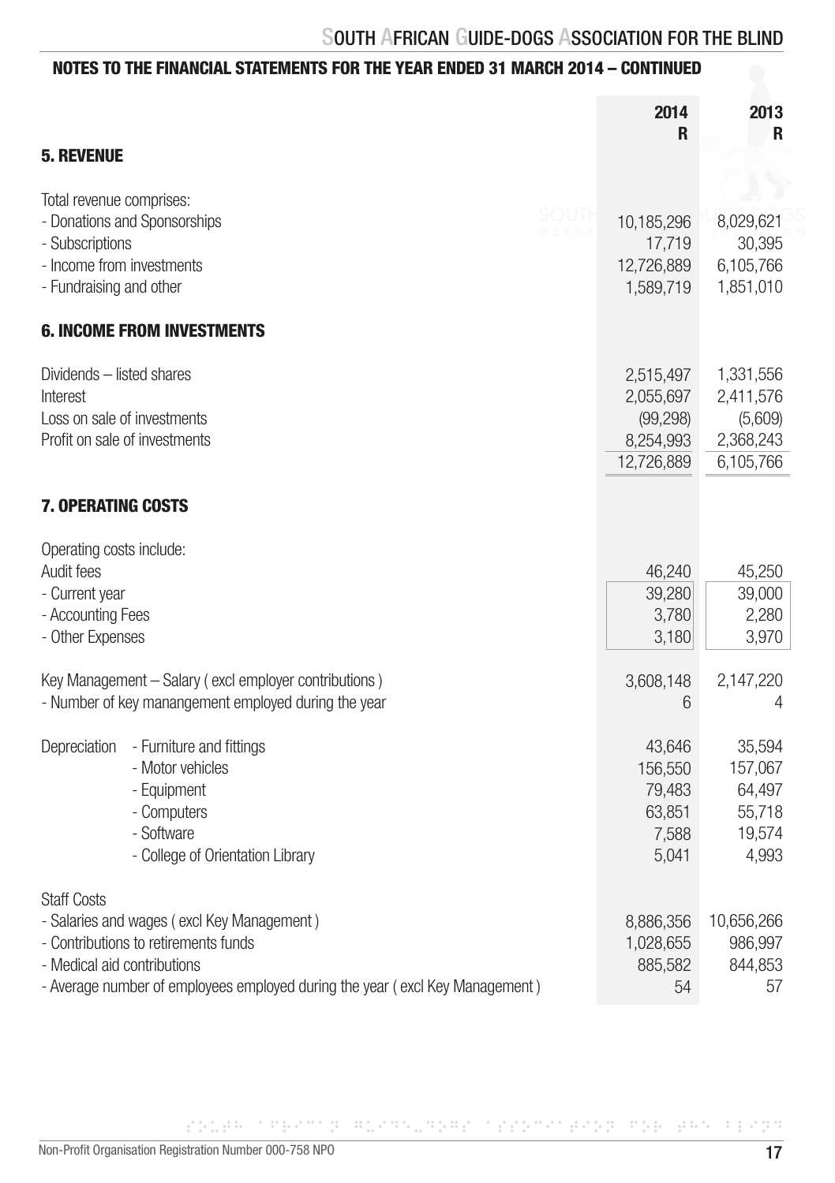## NOTES TO THE FINANCIAL STATEMENTS FOR THE YEAR ENDED 31 MARCH 2014 – CONTINUED

| | 2014 R | 2013 R |
|---|---|---|
| **5. REVENUE** | | |
| Total revenue comprises: | | |
| - Donations and Sponsorships | 10,185,296 | 8,029,621 |
| - Subscriptions | 17,719 | 30,395 |
| - Income from investments | 12,726,889 | 6,105,766 |
| - Fundraising and other | 1,589,719 | 1,851,010 |
| **6. INCOME FROM INVESTMENTS** | | |
| Dividends – listed shares | 2,515,497 | 1,331,556 |
| Interest | 2,055,697 | 2,411,576 |
| Loss on sale of investments | (99,298) | (5,609) |
| Profit on sale of investments | 8,254,993 | 2,368,243 |
| | 12,726,889 | 6,105,766 |
| **7. OPERATING COSTS** | | |
| Operating costs include: | | |
| Audit fees | 46,240 | 45,250 |
| - Current year | 39,280 | 39,000 |
| - Accounting Fees | 3,780 | 2,280 |
| - Other Expenses | 3,180 | 3,970 |
| Key Management – Salary ( excl employer contributions ) | 3,608,148 | 2,147,220 |
| - Number of key manangement employed during the year | 6 | 4 |
| Depreciation - Furniture and fittings | 43,646 | 35,594 |
| - Motor vehicles | 156,550 | 157,067 |
| - Equipment | 79,483 | 64,497 |
| - Computers | 63,851 | 55,718 |
| - Software | 7,588 | 19,574 |
| - College of Orientation Library | 5,041 | 4,993 |
| Staff Costs | | |
| - Salaries and wages ( excl Key Management ) | 8,886,356 | 10,656,266 |
| - Contributions to retirements funds | 1,028,655 | 986,997 |
| - Medical aid contributions | 885,582 | 844,853 |
| - Average number of employees employed during the year ( excl Key Management ) | 54 | 57 |

Non-Profit Organisation Registration Number 000-758 NPO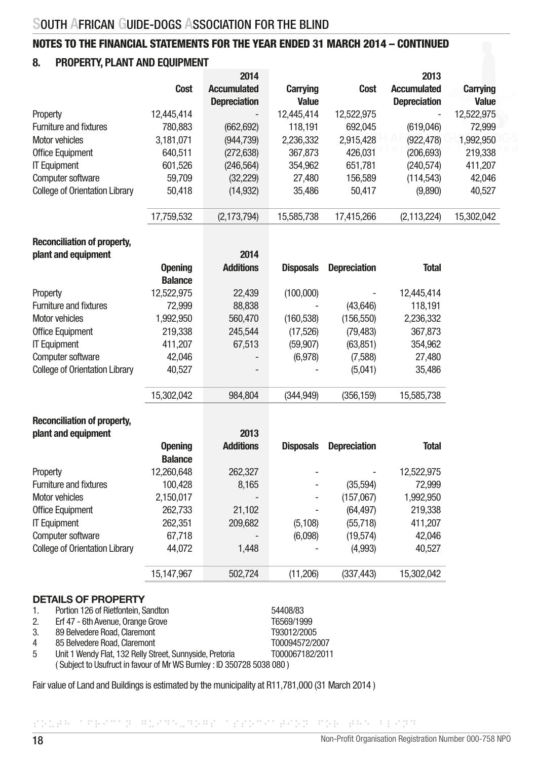## NOTES TO THE FINANCIAL STATEMENTS FOR THE YEAR ENDED 31 MARCH 2014 – CONTINUED

### 8. PROPERTY, PLANT AND EQUIPMENT

| | 2014 | | | 2013 | | |
|---|---|---|---|---|---|---|
| | Cost | Accumulated Depreciation | Carrying Value | Cost | Accumulated Depreciation | Carrying Value |
| Property | 12,445,414 | - | 12,445,414 | 12,522,975 | - | 12,522,975 |
| Furniture and fixtures | 780,883 | (662,692) | 118,191 | 692,045 | (619,046) | 72,999 |
| Motor vehicles | 3,181,071 | (944,739) | 2,236,332 | 2,915,428 | (922,478) | 1,992,950 |
| Office Equipment | 640,511 | (272,638) | 367,873 | 426,031 | (206,693) | 219,338 |
| IT Equipment | 601,526 | (246,564) | 354,962 | 651,781 | (240,574) | 411,207 |
| Computer software | 59,709 | (32,229) | 27,480 | 156,589 | (114,543) | 42,046 |
| College of Orientation Library | 50,418 | (14,932) | 35,486 | 50,417 | (9,890) | 40,527 |
| | 17,759,532 | (2,173,794) | 15,585,738 | 17,415,266 | (2,113,224) | 15,302,042 |

**Reconciliation of property, plant and equipment – 2014**

| | Opening Balance | Additions | Disposals | Depreciation | Total |
|---|---|---|---|---|---|
| Property | 12,522,975 | 22,439 | (100,000) | - | 12,445,414 |
| Furniture and fixtures | 72,999 | 88,838 | - | (43,646) | 118,191 |
| Motor vehicles | 1,992,950 | 560,470 | (160,538) | (156,550) | 2,236,332 |
| Office Equipment | 219,338 | 245,544 | (17,526) | (79,483) | 367,873 |
| IT Equipment | 411,207 | 67,513 | (59,907) | (63,851) | 354,962 |
| Computer software | 42,046 | - | (6,978) | (7,588) | 27,480 |
| College of Orientation Library | 40,527 | - | - | (5,041) | 35,486 |
| | 15,302,042 | 984,804 | (344,949) | (356,159) | 15,585,738 |

**Reconciliation of property, plant and equipment – 2013**

| | Opening Balance | Additions | Disposals | Depreciation | Total |
|---|---|---|---|---|---|
| Property | 12,260,648 | 262,327 | - | - | 12,522,975 |
| Furniture and fixtures | 100,428 | 8,165 | - | (35,594) | 72,999 |
| Motor vehicles | 2,150,017 | - | - | (157,067) | 1,992,950 |
| Office Equipment | 262,733 | 21,102 | - | (64,497) | 219,338 |
| IT Equipment | 262,351 | 209,682 | (5,108) | (55,718) | 411,207 |
| Computer software | 67,718 | - | (6,098) | (19,574) | 42,046 |
| College of Orientation Library | 44,072 | 1,448 | - | (4,993) | 40,527 |
| | 15,147,967 | 502,724 | (11,206) | (337,443) | 15,302,042 |

#### DETAILS OF PROPERTY

| | | |
|---|---|---|
| 1. | Portion 126 of Rietfontein, Sandton | 54408/83 |
| 2. | Erf 47 - 6th Avenue, Orange Grove | T6569/1999 |
| 3. | 89 Belvedere Road, Claremont | T93012/2005 |
| 4 | 85 Belvedere Road, Claremont | T00094572/2007 |
| 5 | Unit 1 Wendy Flat, 132 Relly Street, Sunnyside, Pretoria (Subject to Usufruct in favour of Mr WS Burnley : ID 350728 5038 080) | T000067182/2011 |

Fair value of Land and Buildings is estimated by the municipality at R11,781,000 (31 March 2014)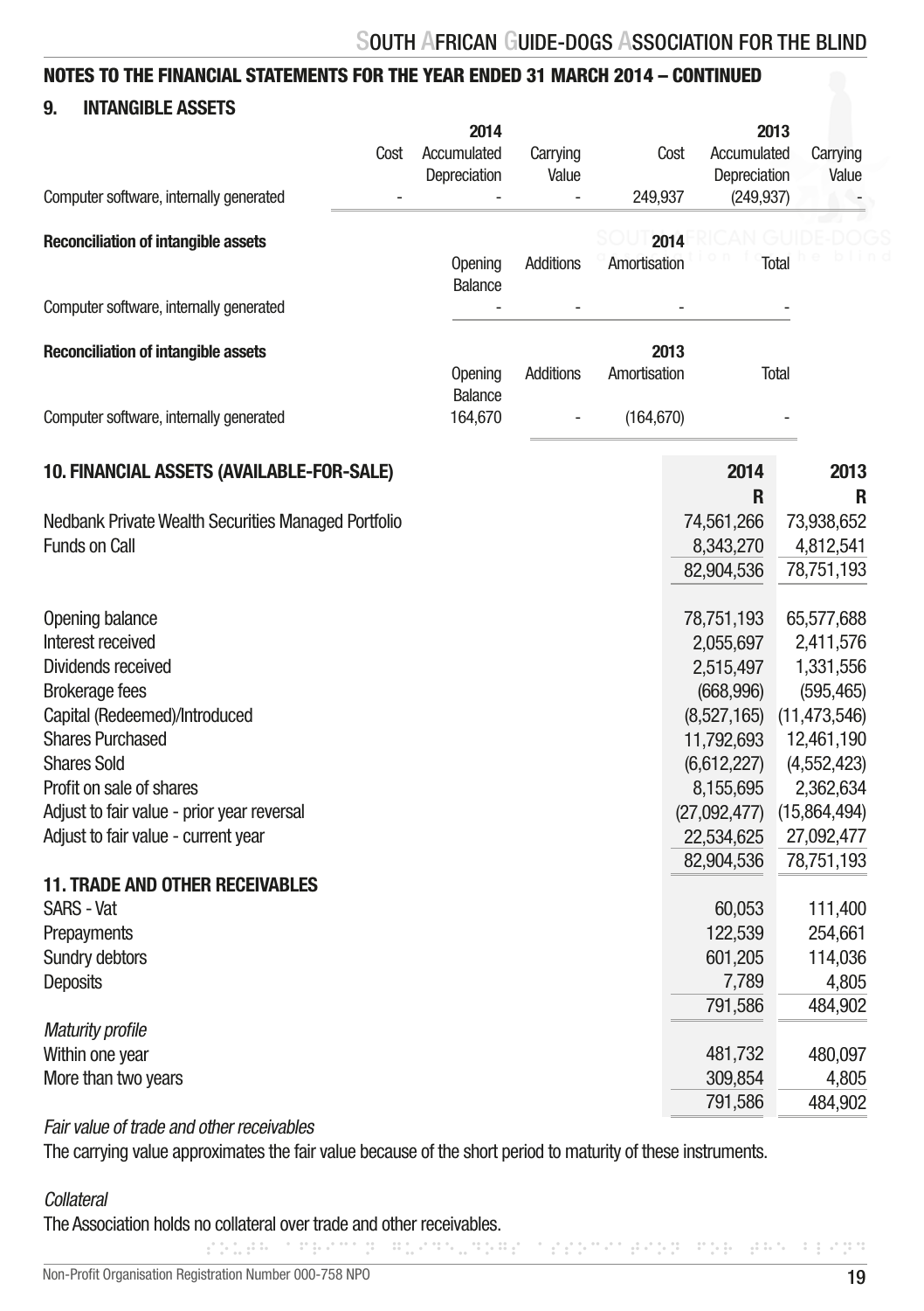## NOTES TO THE FINANCIAL STATEMENTS FOR THE YEAR ENDED 31 MARCH 2014 – CONTINUED

### 9. INTANGIBLE ASSETS

| | 2014 | | | 2013 | | |
|---|---|---|---|---|---|---|
| | Cost | Accumulated Depreciation | Carrying Value | Cost | Accumulated Depreciation | Carrying Value |
| Computer software, internally generated | - | - | - | 249,937 | (249,937) | - |

**Reconciliation of intangible assets**

| | 2014 | | | |
|---|---|---|---|---|
| | Opening Balance | Additions | Amortisation | Total |
| Computer software, internally generated | - | - | - | - |

**Reconciliation of intangible assets**

| | 2013 | | | |
|---|---|---|---|---|
| | Opening Balance | Additions | Amortisation | Total |
| Computer software, internally generated | 164,670 | - | (164,670) | - |

### 10. FINANCIAL ASSETS (AVAILABLE-FOR-SALE)

| | 2014 R | 2013 R |
|---|---|---|
| Nedbank Private Wealth Securities Managed Portfolio | 74,561,266 | 73,938,652 |
| Funds on Call | 8,343,270 | 4,812,541 |
| | 82,904,536 | 78,751,193 |
| | | |
| Opening balance | 78,751,193 | 65,577,688 |
| Interest received | 2,055,697 | 2,411,576 |
| Dividends received | 2,515,497 | 1,331,556 |
| Brokerage fees | (668,996) | (595,465) |
| Capital (Redeemed)/Introduced | (8,527,165) | (11,473,546) |
| Shares Purchased | 11,792,693 | 12,461,190 |
| Shares Sold | (6,612,227) | (4,552,423) |
| Profit on sale of shares | 8,155,695 | 2,362,634 |
| Adjust to fair value - prior year reversal | (27,092,477) | (15,864,494) |
| Adjust to fair value - current year | 22,534,625 | 27,092,477 |
| | 82,904,536 | 78,751,193 |

### 11. TRADE AND OTHER RECEIVABLES

| | 2014 R | 2013 R |
|---|---|---|
| SARS - Vat | 60,053 | 111,400 |
| Prepayments | 122,539 | 254,661 |
| Sundry debtors | 601,205 | 114,036 |
| Deposits | 7,789 | 4,805 |
| | 791,586 | 484,902 |
| *Maturity profile* | | |
| Within one year | 481,732 | 480,097 |
| More than two years | 309,854 | 4,805 |
| | 791,586 | 484,902 |

*Fair value of trade and other receivables*

The carrying value approximates the fair value because of the short period to maturity of these instruments.

*Collateral*

The Association holds no collateral over trade and other receivables.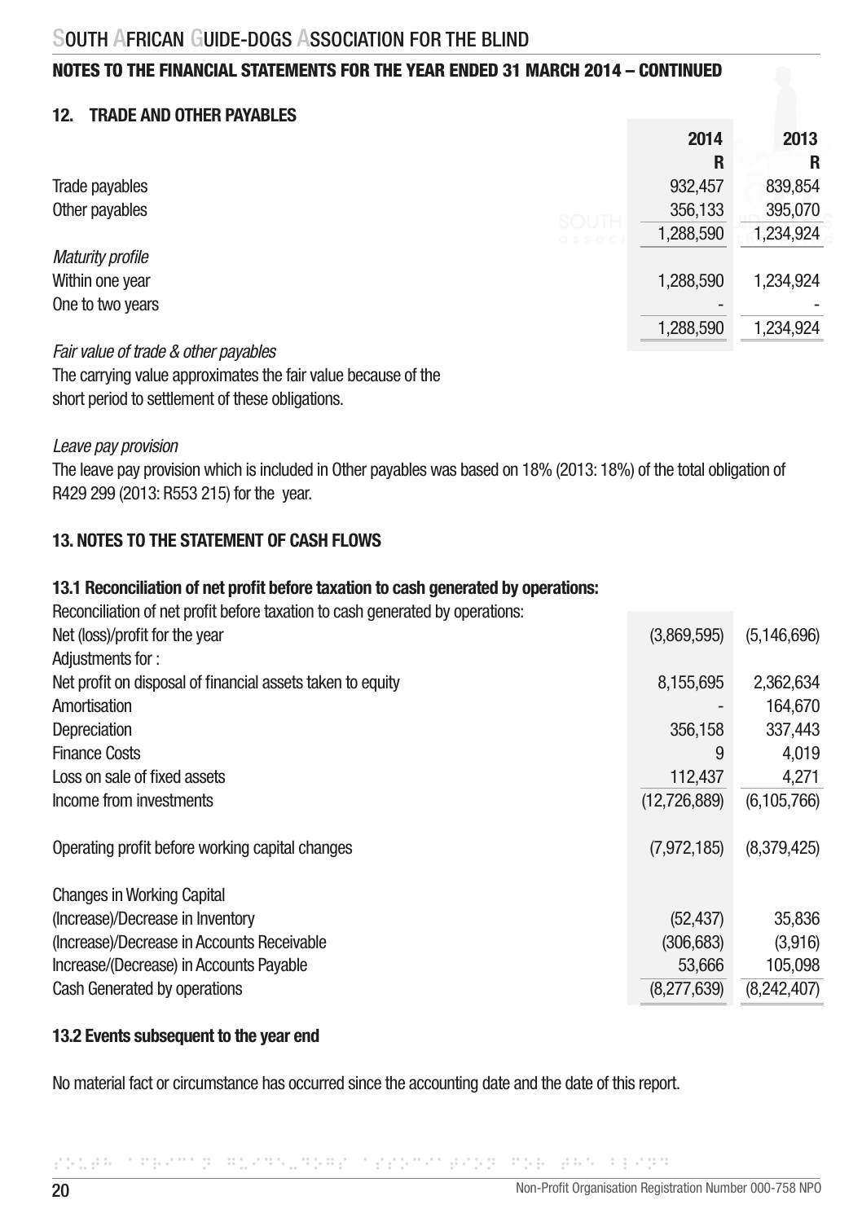## NOTES TO THE FINANCIAL STATEMENTS FOR THE YEAR ENDED 31 MARCH 2014 – CONTINUED

### 12. TRADE AND OTHER PAYABLES

| | 2014 | 2013 |
|---|---|---|
| | R | R |
| Trade payables | 932,457 | 839,854 |
| Other payables | 356,133 | 395,070 |
| | 1,288,590 | 1,234,924 |
| *Maturity profile* | | |
| Within one year | 1,288,590 | 1,234,924 |
| One to two years | - | - |
| | 1,288,590 | 1,234,924 |

*Fair value of trade & other payables*

The carrying value approximates the fair value because of the short period to settlement of these obligations.

*Leave pay provision*

The leave pay provision which is included in Other payables was based on 18% (2013: 18%) of the total obligation of R429 299 (2013: R553 215) for the year.

### 13. NOTES TO THE STATEMENT OF CASH FLOWS

#### 13.1 Reconciliation of net profit before taxation to cash generated by operations:

| Reconciliation of net profit before taxation to cash generated by operations: | 2014 | 2013 |
|---|---|---|
| Net (loss)/profit for the year | (3,869,595) | (5,146,696) |
| Adjustments for : | | |
| Net profit on disposal of financial assets taken to equity | 8,155,695 | 2,362,634 |
| Amortisation | - | 164,670 |
| Depreciation | 356,158 | 337,443 |
| Finance Costs | 9 | 4,019 |
| Loss on sale of fixed assets | 112,437 | 4,271 |
| Income from investments | (12,726,889) | (6,105,766) |
| Operating profit before working capital changes | (7,972,185) | (8,379,425) |
| Changes in Working Capital | | |
| (Increase)/Decrease in Inventory | (52,437) | 35,836 |
| (Increase)/Decrease in Accounts Receivable | (306,683) | (3,916) |
| Increase/(Decrease) in Accounts Payable | 53,666 | 105,098 |
| Cash Generated by operations | (8,277,639) | (8,242,407) |

#### 13.2 Events subsequent to the year end

No material fact or circumstance has occurred since the accounting date and the date of this report.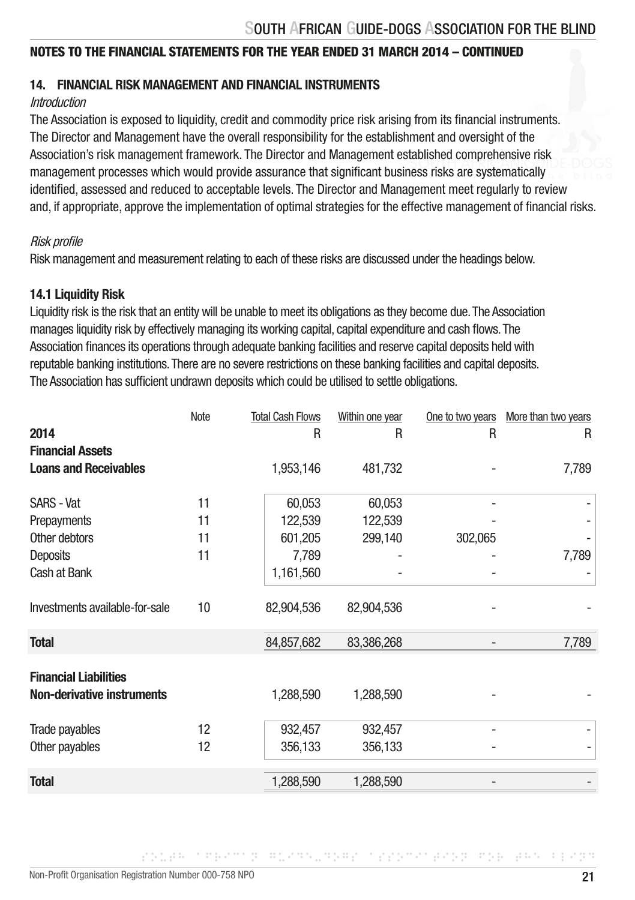## NOTES TO THE FINANCIAL STATEMENTS FOR THE YEAR ENDED 31 MARCH 2014 – CONTINUED

### 14. FINANCIAL RISK MANAGEMENT AND FINANCIAL INSTRUMENTS

*Introduction*

The Association is exposed to liquidity, credit and commodity price risk arising from its financial instruments. The Director and Management have the overall responsibility for the establishment and oversight of the Association's risk management framework. The Director and Management established comprehensive risk management processes which would provide assurance that significant business risks are systematically identified, assessed and reduced to acceptable levels. The Director and Management meet regularly to review and, if appropriate, approve the implementation of optimal strategies for the effective management of financial risks.

*Risk profile*

Risk management and measurement relating to each of these risks are discussed under the headings below.

#### 14.1 Liquidity Risk

Liquidity risk is the risk that an entity will be unable to meet its obligations as they become due. The Association manages liquidity risk by effectively managing its working capital, capital expenditure and cash flows. The Association finances its operations through adequate banking facilities and reserve capital deposits held with reputable banking institutions. There are no severe restrictions on these banking facilities and capital deposits. The Association has sufficient undrawn deposits which could be utilised to settle obligations.

| 2014 | Note | Total Cash Flows<br>R | Within one year<br>R | One to two years<br>R | More than two years<br>R |
|---|---|---|---|---|---|
| **Financial Assets** | | | | | |
| **Loans and Receivables** | | 1,953,146 | 481,732 | - | 7,789 |
| SARS - Vat | 11 | 60,053 | 60,053 | - | - |
| Prepayments | 11 | 122,539 | 122,539 | - | - |
| Other debtors | 11 | 601,205 | 299,140 | 302,065 | - |
| Deposits | 11 | 7,789 | - | - | 7,789 |
| Cash at Bank | | 1,161,560 | - | - | - |
| Investments available-for-sale | 10 | 82,904,536 | 82,904,536 | - | - |
| **Total** | | 84,857,682 | 83,386,268 | - | 7,789 |
| **Financial Liabilities** | | | | | |
| **Non-derivative instruments** | | 1,288,590 | 1,288,590 | - | - |
| Trade payables | 12 | 932,457 | 932,457 | - | - |
| Other payables | 12 | 356,133 | 356,133 | - | - |
| **Total** | | 1,288,590 | 1,288,590 | - | - |

Non-Profit Organisation Registration Number 000-758 NPO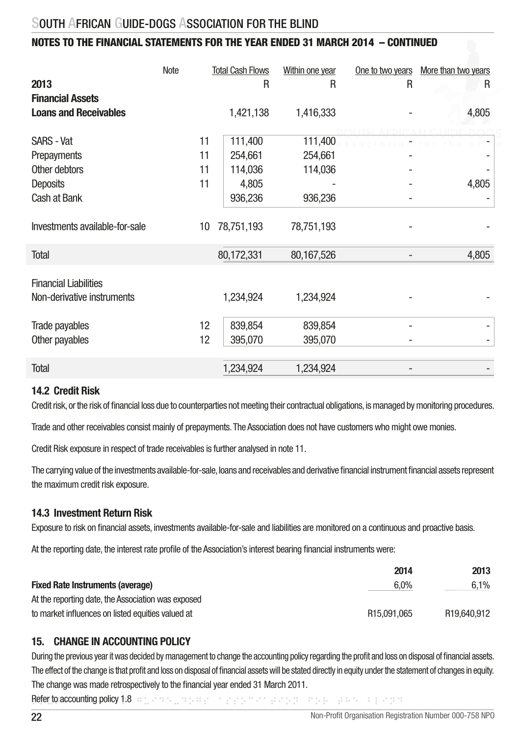## NOTES TO THE FINANCIAL STATEMENTS FOR THE YEAR ENDED 31 MARCH 2014 – CONTINUED

| 2013 | Note | Total Cash Flows R | Within one year R | One to two years R | More than two years R |
|---|---|---|---|---|---|
| **Financial Assets** | | | | | |
| **Loans and Receivables** | | 1,421,138 | 1,416,333 | - | 4,805 |
| SARS - Vat | 11 | 111,400 | 111,400 | - | - |
| Prepayments | 11 | 254,661 | 254,661 | - | - |
| Other debtors | 11 | 114,036 | 114,036 | - | - |
| Deposits | 11 | 4,805 | - | - | 4,805 |
| Cash at Bank | | 936,236 | 936,236 | - | - |
| Investments available-for-sale | 10 | 78,751,193 | 78,751,193 | - | - |
| Total | | 80,172,331 | 80,167,526 | - | 4,805 |
| Financial Liabilities | | | | | |
| Non-derivative instruments | | 1,234,924 | 1,234,924 | - | - |
| Trade payables | 12 | 839,854 | 839,854 | - | - |
| Other payables | 12 | 395,070 | 395,070 | - | - |
| Total | | 1,234,924 | 1,234,924 | - | - |

### 14.2 Credit Risk

Credit risk, or the risk of financial loss due to counterparties not meeting their contractual obligations, is managed by monitoring procedures.

Trade and other receivables consist mainly of prepayments. The Association does not have customers who might owe monies.

Credit Risk exposure in respect of trade receivables is further analysed in note 11.

The carrying value of the investments available-for-sale, loans and receivables and derivative financial instrument financial assets represent the maximum credit risk exposure.

### 14.3 Investment Return Risk

Exposure to risk on financial assets, investments available-for-sale and liabilities are monitored on a continuous and proactive basis.

At the reporting date, the interest rate profile of the Association's interest bearing financial instruments were:

| | 2014 | 2013 |
|---|---|---|
| **Fixed Rate Instruments (average)** | 6,0% | 6,1% |
| At the reporting date, the Association was exposed to market influences on listed equities valued at | R15,091,065 | R19,640,912 |

## 15. CHANGE IN ACCOUNTING POLICY

During the previous year it was decided by management to change the accounting policy regarding the profit and loss on disposal of financial assets. The effect of the change is that profit and loss on disposal of financial assets will be stated directly in equity under the statement of changes in equity. The change was made retrospectively to the financial year ended 31 March 2011.

Refer to accounting policy 1.8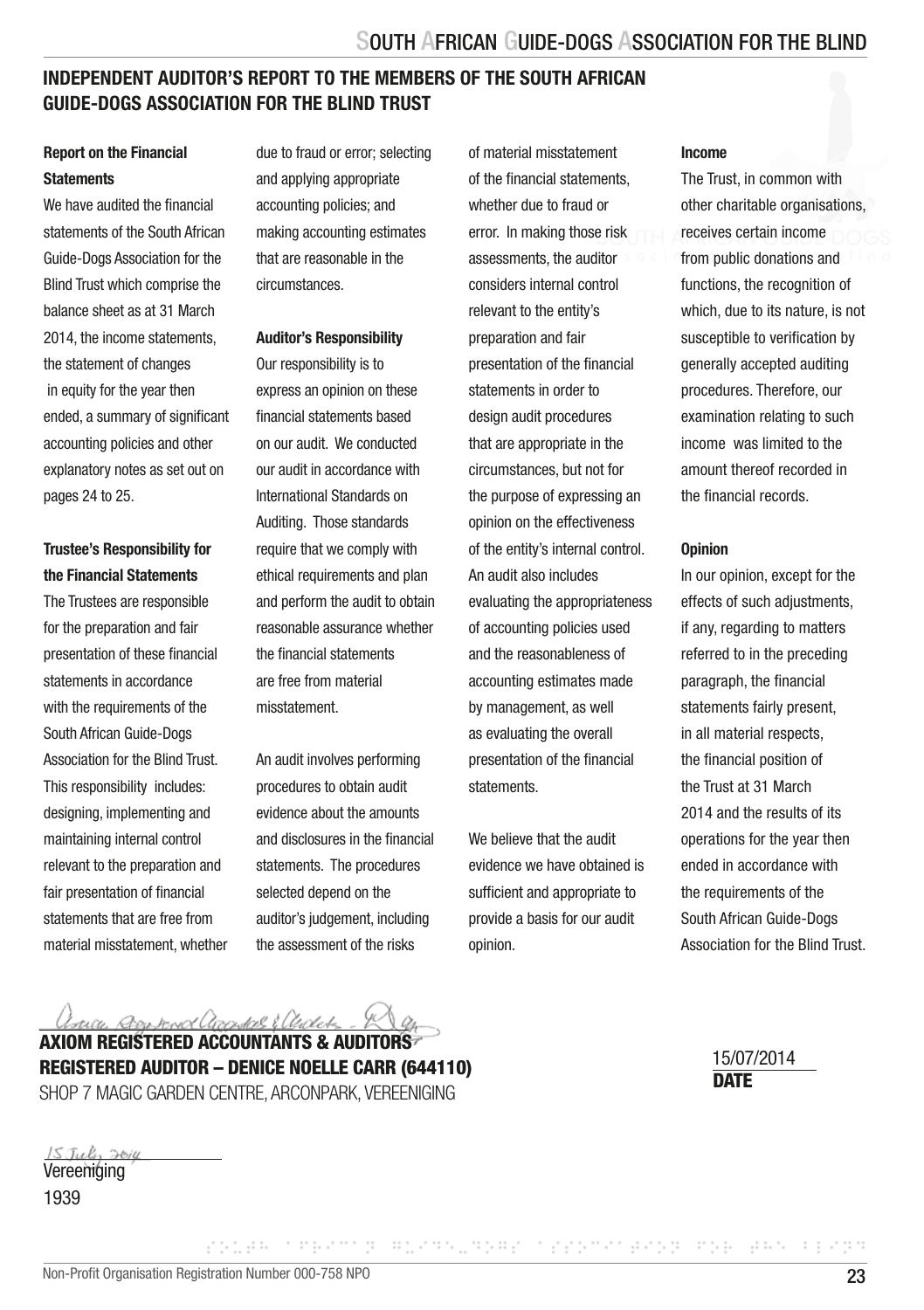## INDEPENDENT AUDITOR'S REPORT TO THE MEMBERS OF THE SOUTH AFRICAN GUIDE-DOGS ASSOCIATION FOR THE BLIND TRUST

**Report on the Financial Statements**

We have audited the financial statements of the South African Guide-Dogs Association for the Blind Trust which comprise the balance sheet as at 31 March 2014, the income statements, the statement of changes in equity for the year then ended, a summary of significant accounting policies and other explanatory notes as set out on pages 24 to 25.

**Trustee's Responsibility for the Financial Statements**

The Trustees are responsible for the preparation and fair presentation of these financial statements in accordance with the requirements of the South African Guide-Dogs Association for the Blind Trust. This responsibility includes: designing, implementing and maintaining internal control relevant to the preparation and fair presentation of financial statements that are free from material misstatement, whether due to fraud or error; selecting and applying appropriate accounting policies; and making accounting estimates that are reasonable in the circumstances.

**Auditor's Responsibility**

Our responsibility is to express an opinion on these financial statements based on our audit. We conducted our audit in accordance with International Standards on Auditing. Those standards require that we comply with ethical requirements and plan and perform the audit to obtain reasonable assurance whether the financial statements are free from material misstatement.

An audit involves performing procedures to obtain audit evidence about the amounts and disclosures in the financial statements. The procedures selected depend on the auditor's judgement, including the assessment of the risks of material misstatement of the financial statements, whether due to fraud or error. In making those risk assessments, the auditor considers internal control relevant to the entity's preparation and fair presentation of the financial statements in order to design audit procedures that are appropriate in the circumstances, but not for the purpose of expressing an opinion on the effectiveness of the entity's internal control. An audit also includes evaluating the appropriateness of accounting policies used and the reasonableness of accounting estimates made by management, as well as evaluating the overall presentation of the financial statements.

We believe that the audit evidence we have obtained is sufficient and appropriate to provide a basis for our audit opinion.

**Income**

The Trust, in common with other charitable organisations, receives certain income from public donations and functions, the recognition of which, due to its nature, is not susceptible to verification by generally accepted auditing procedures. Therefore, our examination relating to such income was limited to the amount thereof recorded in the financial records.

**Opinion**

In our opinion, except for the effects of such adjustments, if any, regarding to matters referred to in the preceding paragraph, the financial statements fairly present, in all material respects, the financial position of the Trust at 31 March 2014 and the results of its operations for the year then ended in accordance with the requirements of the South African Guide-Dogs Association for the Blind Trust.

**AXIOM REGISTERED ACCOUNTANTS & AUDITORS**
**REGISTERED AUDITOR – DENICE NOELLE CARR (644110)**
SHOP 7 MAGIC GARDEN CENTRE, ARCONPARK, VEREENIGING

15/07/2014
**DATE**

15 July 2014
Vereeniging
1939

Non-Profit Organisation Registration Number 000-758 NPO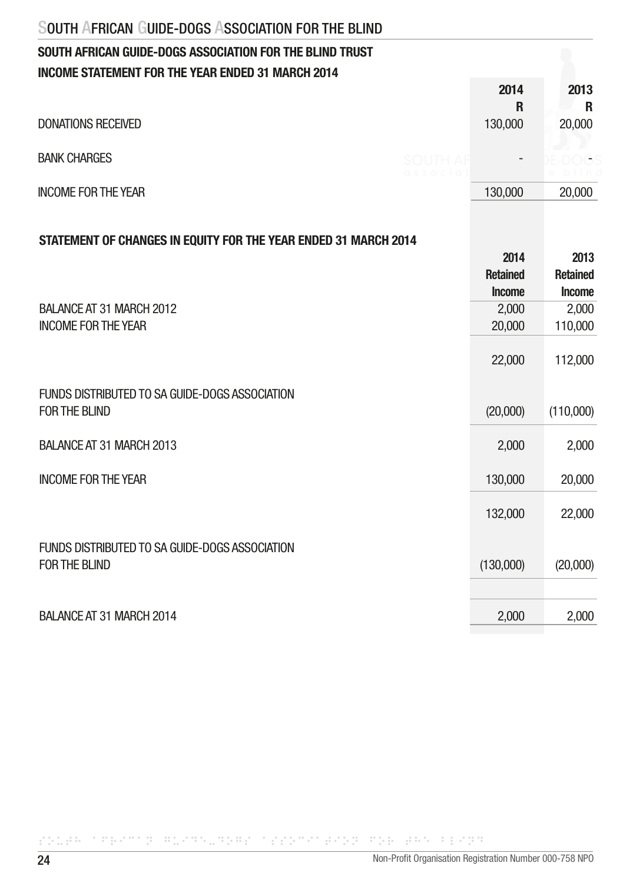## SOUTH AFRICAN GUIDE-DOGS ASSOCIATION FOR THE BLIND TRUST

### INCOME STATEMENT FOR THE YEAR ENDED 31 MARCH 2014

| | 2014 R | 2013 R |
|---|---|---|
| DONATIONS RECEIVED | 130,000 | 20,000 |
| BANK CHARGES | - | - |
| INCOME FOR THE YEAR | 130,000 | 20,000 |

### STATEMENT OF CHANGES IN EQUITY FOR THE YEAR ENDED 31 MARCH 2014

| | 2014 Retained Income | 2013 Retained Income |
|---|---|---|
| BALANCE AT 31 MARCH 2012 | 2,000 | 2,000 |
| INCOME FOR THE YEAR | 20,000 | 110,000 |
| | 22,000 | 112,000 |
| FUNDS DISTRIBUTED TO SA GUIDE-DOGS ASSOCIATION FOR THE BLIND | (20,000) | (110,000) |
| BALANCE AT 31 MARCH 2013 | 2,000 | 2,000 |
| INCOME FOR THE YEAR | 130,000 | 20,000 |
| | 132,000 | 22,000 |
| FUNDS DISTRIBUTED TO SA GUIDE-DOGS ASSOCIATION FOR THE BLIND | (130,000) | (20,000) |
| BALANCE AT 31 MARCH 2014 | 2,000 | 2,000 |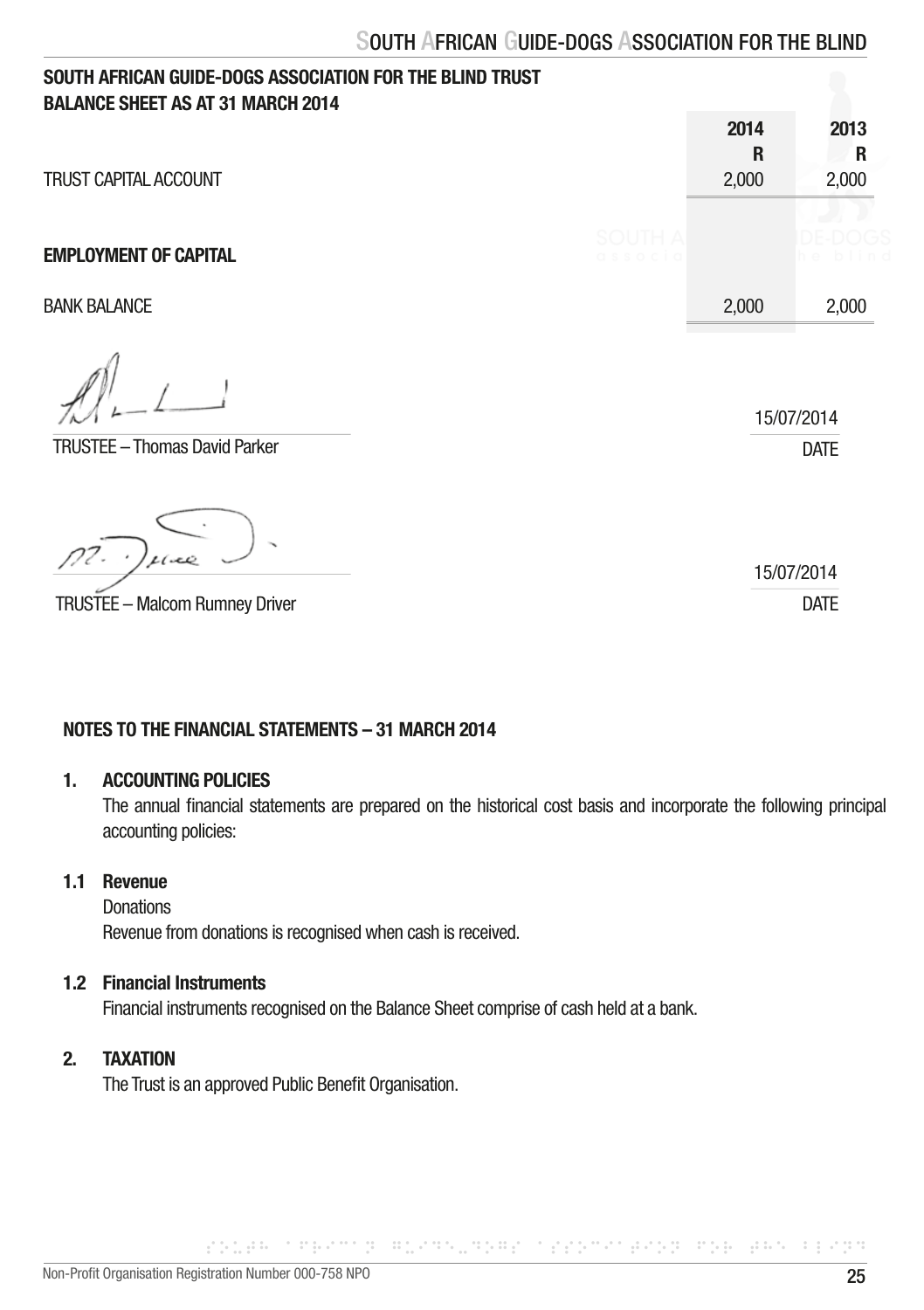## SOUTH AFRICAN GUIDE-DOGS ASSOCIATION FOR THE BLIND TRUST
## BALANCE SHEET AS AT 31 MARCH 2014

| | 2014<br>R | 2013<br>R |
|---|---|---|
| TRUST CAPITAL ACCOUNT | 2,000 | 2,000 |
| | | |
| **EMPLOYMENT OF CAPITAL** | | |
| | | |
| BANK BALANCE | 2,000 | 2,000 |

TRUSTEE – Thomas David Parker  
15/07/2014  
DATE

TRUSTEE – Malcom Rumney Driver  
15/07/2014  
DATE

### NOTES TO THE FINANCIAL STATEMENTS – 31 MARCH 2014

**1. ACCOUNTING POLICIES**

The annual financial statements are prepared on the historical cost basis and incorporate the following principal accounting policies:

**1.1 Revenue**

Donations

Revenue from donations is recognised when cash is received.

**1.2 Financial Instruments**

Financial instruments recognised on the Balance Sheet comprise of cash held at a bank.

**2. TAXATION**

The Trust is an approved Public Benefit Organisation.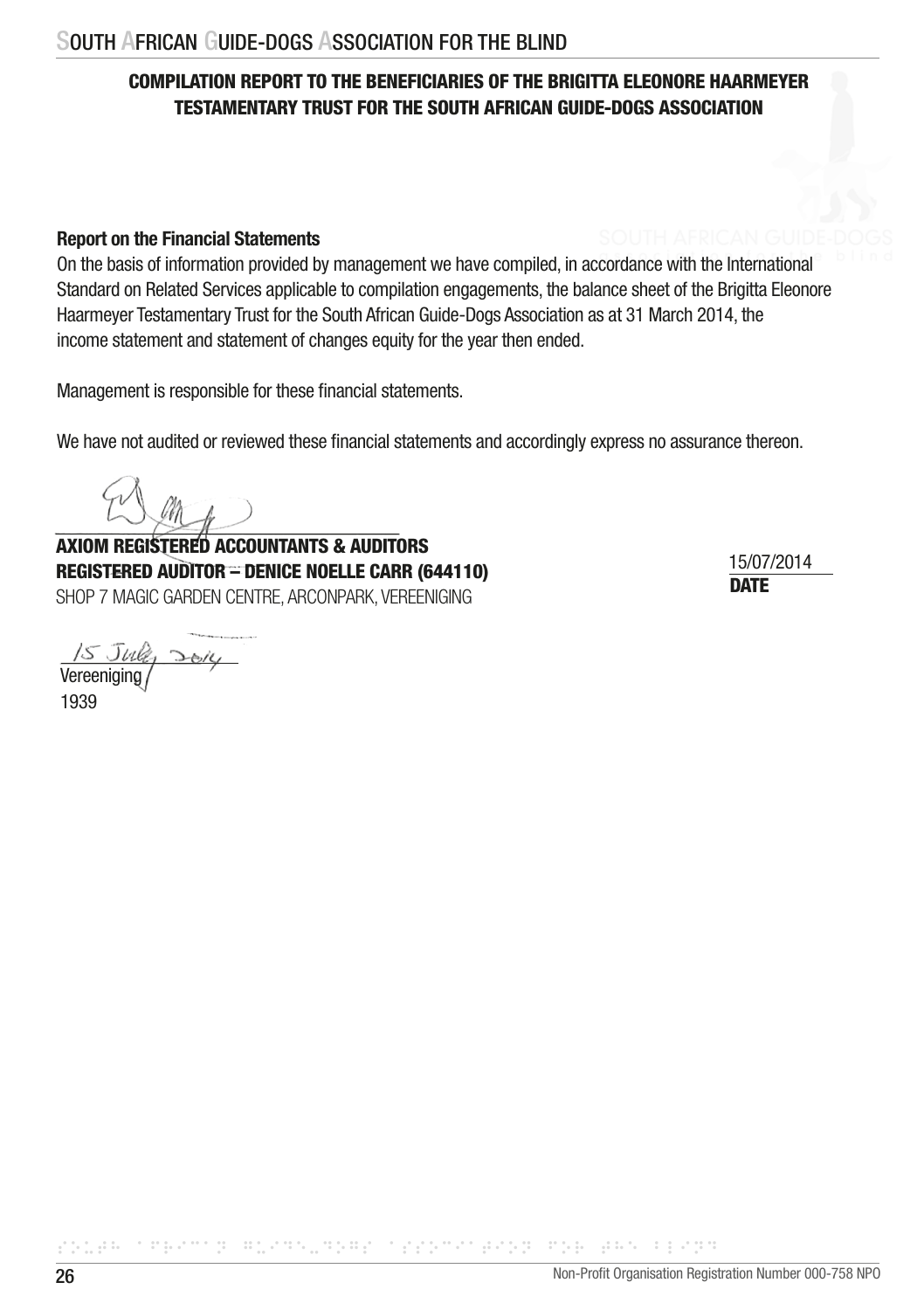## COMPILATION REPORT TO THE BENEFICIARIES OF THE BRIGITTA ELEONORE HAARMEYER TESTAMENTARY TRUST FOR THE SOUTH AFRICAN GUIDE-DOGS ASSOCIATION

**Report on the Financial Statements**

On the basis of information provided by management we have compiled, in accordance with the International Standard on Related Services applicable to compilation engagements, the balance sheet of the Brigitta Eleonore Haarmeyer Testamentary Trust for the South African Guide-Dogs Association as at 31 March 2014, the income statement and statement of changes equity for the year then ended.

Management is responsible for these financial statements.

We have not audited or reviewed these financial statements and accordingly express no assurance thereon.

**AXIOM REGISTERED ACCOUNTANTS & AUDITORS**
**REGISTERED AUDITOR – DENICE NOELLE CARR (644110)**
SHOP 7 MAGIC GARDEN CENTRE, ARCONPARK, VEREENIGING

15/07/2014
**DATE**

15 July 2014
Vereeniging
1939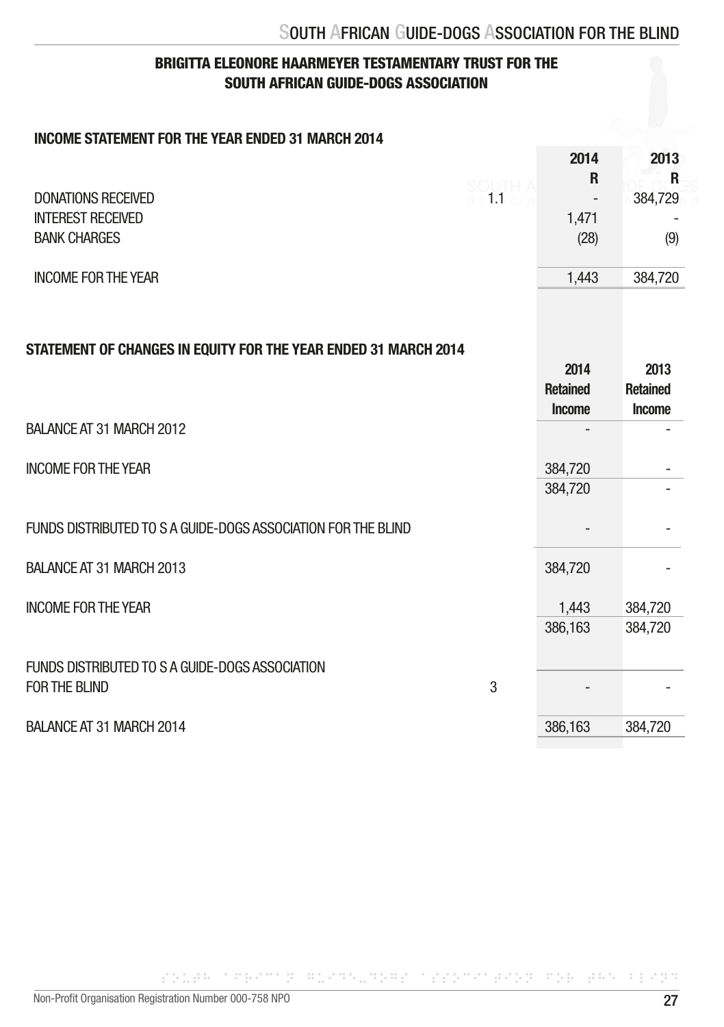**BRIGITTA ELEONORE HAARMEYER TESTAMENTARY TRUST FOR THE SOUTH AFRICAN GUIDE-DOGS ASSOCIATION**

## INCOME STATEMENT FOR THE YEAR ENDED 31 MARCH 2014

| | | 2014 R | 2013 R |
|---|---|---|---|
| DONATIONS RECEIVED | 1.1 | - | 384,729 |
| INTEREST RECEIVED | | 1,471 | - |
| BANK CHARGES | | (28) | (9) |
| INCOME FOR THE YEAR | | 1,443 | 384,720 |

## STATEMENT OF CHANGES IN EQUITY FOR THE YEAR ENDED 31 MARCH 2014

| | | 2014 Retained Income | 2013 Retained Income |
|---|---|---|---|
| BALANCE AT 31 MARCH 2012 | | - | - |
| INCOME FOR THE YEAR | | 384,720 | - |
| | | 384,720 | - |
| FUNDS DISTRIBUTED TO S A GUIDE-DOGS ASSOCIATION FOR THE BLIND | | - | - |
| BALANCE AT 31 MARCH 2013 | | 384,720 | - |
| INCOME FOR THE YEAR | | 1,443 | 384,720 |
| | | 386,163 | 384,720 |
| FUNDS DISTRIBUTED TO S A GUIDE-DOGS ASSOCIATION FOR THE BLIND | 3 | - | - |
| BALANCE AT 31 MARCH 2014 | | 386,163 | 384,720 |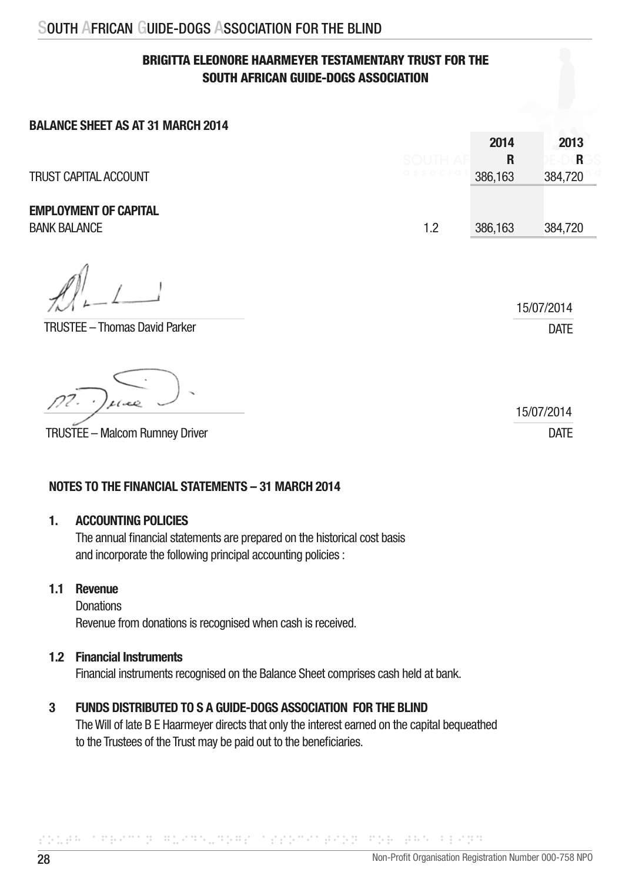## BRIGITTA ELEONORE HAARMEYER TESTAMENTARY TRUST FOR THE SOUTH AFRICAN GUIDE-DOGS ASSOCIATION

### BALANCE SHEET AS AT 31 MARCH 2014

| | | 2014 | 2013 |
|---|---|---|---|
| | | R | R |
| TRUST CAPITAL ACCOUNT | | 386,163 | 384,720 |
| **EMPLOYMENT OF CAPITAL** | | | |
| BANK BALANCE | 1.2 | 386,163 | 384,720 |

TRUSTEE – Thomas David Parker — 15/07/2014 DATE

TRUSTEE – Malcom Rumney Driver — 15/07/2014 DATE

### NOTES TO THE FINANCIAL STATEMENTS – 31 MARCH 2014

**1. ACCOUNTING POLICIES**

The annual financial statements are prepared on the historical cost basis and incorporate the following principal accounting policies :

**1.1 Revenue**

Donations

Revenue from donations is recognised when cash is received.

**1.2 Financial Instruments**

Financial instruments recognised on the Balance Sheet comprises cash held at bank.

**3 FUNDS DISTRIBUTED TO S A GUIDE-DOGS ASSOCIATION FOR THE BLIND**

The Will of late B E Haarmeyer directs that only the interest earned on the capital bequeathed to the Trustees of the Trust may be paid out to the beneficiaries.